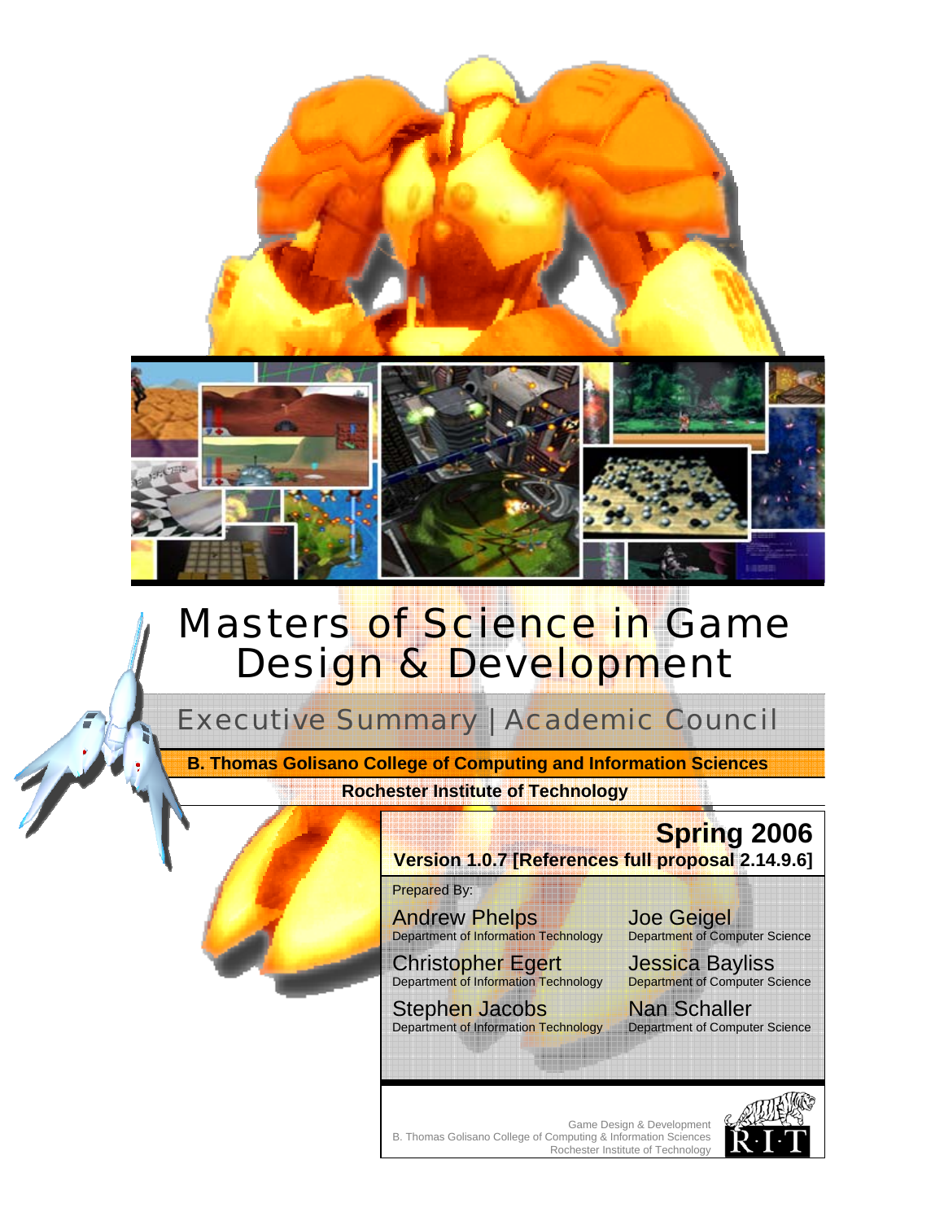# Masters of Science in Game Design & Development

## Executive Summary | Academic Council

**B. Thomas Golisano College of Computing and Information Sciences**

**Rochester Institute of Technology**

**Spring 2006**

**Version 1.0.7 [References full proposal 2.14.9.6]**

Prepared By:

Andrew Phelps
Department of Information Technology

Joe Geigel
Department of Computer Science

Christopher Egert
Department of Information Technology

Jessica Bayliss
Department of Computer Science

Stephen Jacobs
Department of Information Technology

Nan Schaller
Department of Computer Science

Game Design & Development
B. Thomas Golisano College of Computing & Information Sciences
Rochester Institute of Technology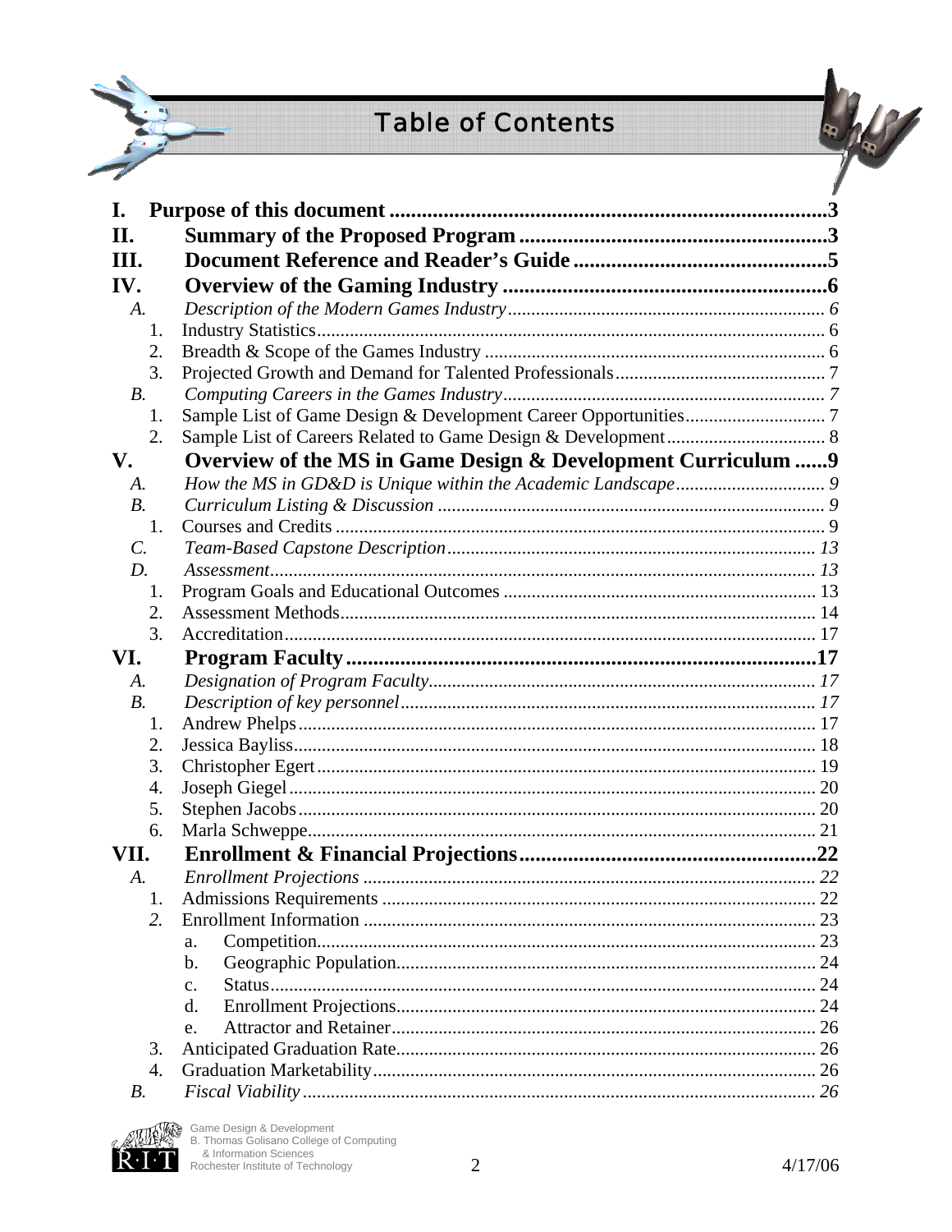# Table of Contents

- **I. Purpose of this document** ..... 3
- **II. Summary of the Proposed Program** ..... 3
- **III. Document Reference and Reader's Guide** ..... 5
- **IV. Overview of the Gaming Industry** ..... 6
  - *A. Description of the Modern Games Industry* ..... *6*
    1. Industry Statistics ..... 6
    2. Breadth & Scope of the Games Industry ..... 6
    3. Projected Growth and Demand for Talented Professionals ..... 7
  - *B. Computing Careers in the Games Industry* ..... *7*
    1. Sample List of Game Design & Development Career Opportunities ..... 7
    2. Sample List of Careers Related to Game Design & Development ..... 8
- **V. Overview of the MS in Game Design & Development Curriculum** ..... 9
  - *A. How the MS in GD&D is Unique within the Academic Landscape* ..... *9*
  - *B. Curriculum Listing & Discussion* ..... *9*
    1. Courses and Credits ..... 9
  - *C. Team-Based Capstone Description* ..... *13*
  - *D. Assessment* ..... *13*
    1. Program Goals and Educational Outcomes ..... 13
    2. Assessment Methods ..... 14
    3. Accreditation ..... 17
- **VI. Program Faculty** ..... 17
  - *A. Designation of Program Faculty* ..... *17*
  - *B. Description of key personnel* ..... *17*
    1. Andrew Phelps ..... 17
    2. Jessica Bayliss ..... 18
    3. Christopher Egert ..... 19
    4. Joseph Giegel ..... 20
    5. Stephen Jacobs ..... 20
    6. Marla Schweppe ..... 21
- **VII. Enrollment & Financial Projections** ..... 22
  - *A. Enrollment Projections* ..... *22*
    1. Admissions Requirements ..... 22
    2. Enrollment Information ..... 23
       - a. Competition ..... 23
       - b. Geographic Population ..... 24
       - c. Status ..... 24
       - d. Enrollment Projections ..... 24
       - e. Attractor and Retainer ..... 26
    3. Anticipated Graduation Rate ..... 26
    4. Graduation Marketability ..... 26
  - *B. Fiscal Viability* ..... *26*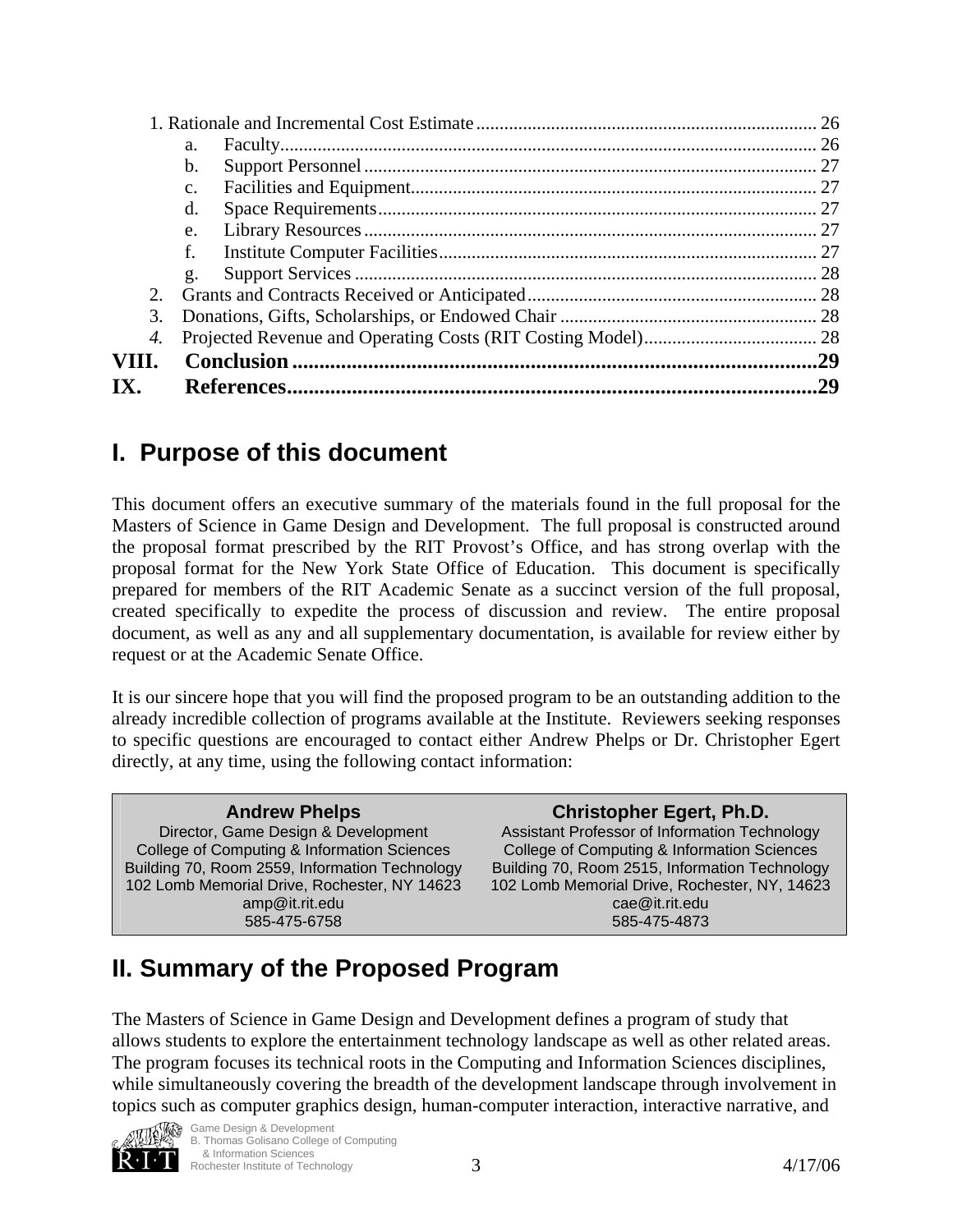1. Rationale and Incremental Cost Estimate ........ 26
   - a. Faculty ........ 26
   - b. Support Personnel ........ 27
   - c. Facilities and Equipment ........ 27
   - d. Space Requirements ........ 27
   - e. Library Resources ........ 27
   - f. Institute Computer Facilities ........ 27
   - g. Support Services ........ 28
2. Grants and Contracts Received or Anticipated ........ 28
3. Donations, Gifts, Scholarships, or Endowed Chair ........ 28
4. *Projected Revenue and Operating Costs (RIT Costing Model)* ........ 28

**VIII. Conclusion ........ 29**

**IX. References ........ 29**

# I. Purpose of this document

This document offers an executive summary of the materials found in the full proposal for the Masters of Science in Game Design and Development. The full proposal is constructed around the proposal format prescribed by the RIT Provost's Office, and has strong overlap with the proposal format for the New York State Office of Education. This document is specifically prepared for members of the RIT Academic Senate as a succinct version of the full proposal, created specifically to expedite the process of discussion and review. The entire proposal document, as well as any and all supplementary documentation, is available for review either by request or at the Academic Senate Office.

It is our sincere hope that you will find the proposed program to be an outstanding addition to the already incredible collection of programs available at the Institute. Reviewers seeking responses to specific questions are encouraged to contact either Andrew Phelps or Dr. Christopher Egert directly, at any time, using the following contact information:

| **Andrew Phelps** | **Christopher Egert, Ph.D.** |
|---|---|
| Director, Game Design & Development | Assistant Professor of Information Technology |
| College of Computing & Information Sciences | College of Computing & Information Sciences |
| Building 70, Room 2559, Information Technology | Building 70, Room 2515, Information Technology |
| 102 Lomb Memorial Drive, Rochester, NY 14623 | 102 Lomb Memorial Drive, Rochester, NY, 14623 |
| amp@it.rit.edu | cae@it.rit.edu |
| 585-475-6758 | 585-475-4873 |

# II. Summary of the Proposed Program

The Masters of Science in Game Design and Development defines a program of study that allows students to explore the entertainment technology landscape as well as other related areas. The program focuses its technical roots in the Computing and Information Sciences disciplines, while simultaneously covering the breadth of the development landscape through involvement in topics such as computer graphics design, human-computer interaction, interactive narrative, and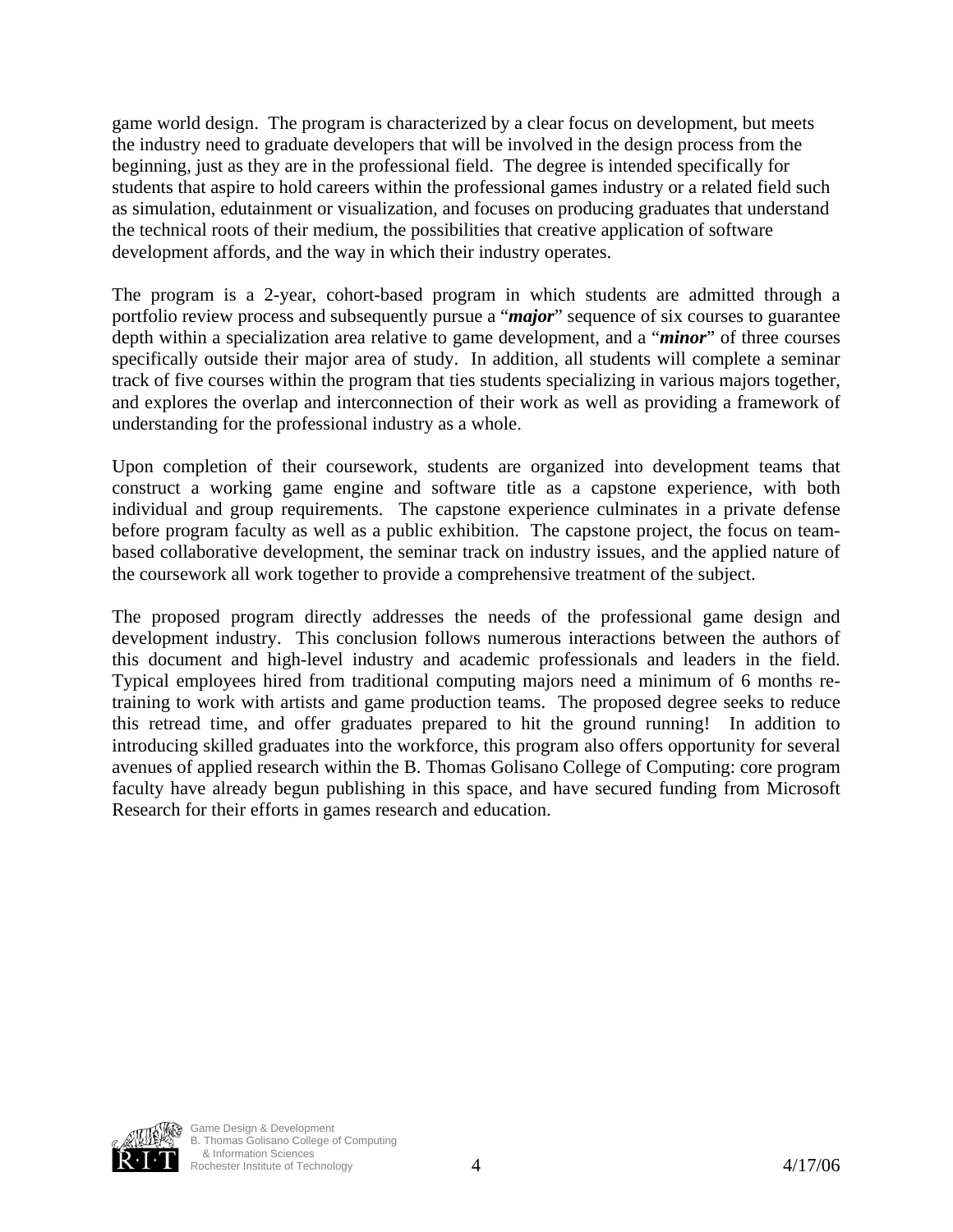game world design. The program is characterized by a clear focus on development, but meets the industry need to graduate developers that will be involved in the design process from the beginning, just as they are in the professional field. The degree is intended specifically for students that aspire to hold careers within the professional games industry or a related field such as simulation, edutainment or visualization, and focuses on producing graduates that understand the technical roots of their medium, the possibilities that creative application of software development affords, and the way in which their industry operates.

The program is a 2-year, cohort-based program in which students are admitted through a portfolio review process and subsequently pursue a "***major***" sequence of six courses to guarantee depth within a specialization area relative to game development, and a "***minor***" of three courses specifically outside their major area of study. In addition, all students will complete a seminar track of five courses within the program that ties students specializing in various majors together, and explores the overlap and interconnection of their work as well as providing a framework of understanding for the professional industry as a whole.

Upon completion of their coursework, students are organized into development teams that construct a working game engine and software title as a capstone experience, with both individual and group requirements. The capstone experience culminates in a private defense before program faculty as well as a public exhibition. The capstone project, the focus on team-based collaborative development, the seminar track on industry issues, and the applied nature of the coursework all work together to provide a comprehensive treatment of the subject.

The proposed program directly addresses the needs of the professional game design and development industry. This conclusion follows numerous interactions between the authors of this document and high-level industry and academic professionals and leaders in the field. Typical employees hired from traditional computing majors need a minimum of 6 months re-training to work with artists and game production teams. The proposed degree seeks to reduce this retread time, and offer graduates prepared to hit the ground running! In addition to introducing skilled graduates into the workforce, this program also offers opportunity for several avenues of applied research within the B. Thomas Golisano College of Computing: core program faculty have already begun publishing in this space, and have secured funding from Microsoft Research for their efforts in games research and education.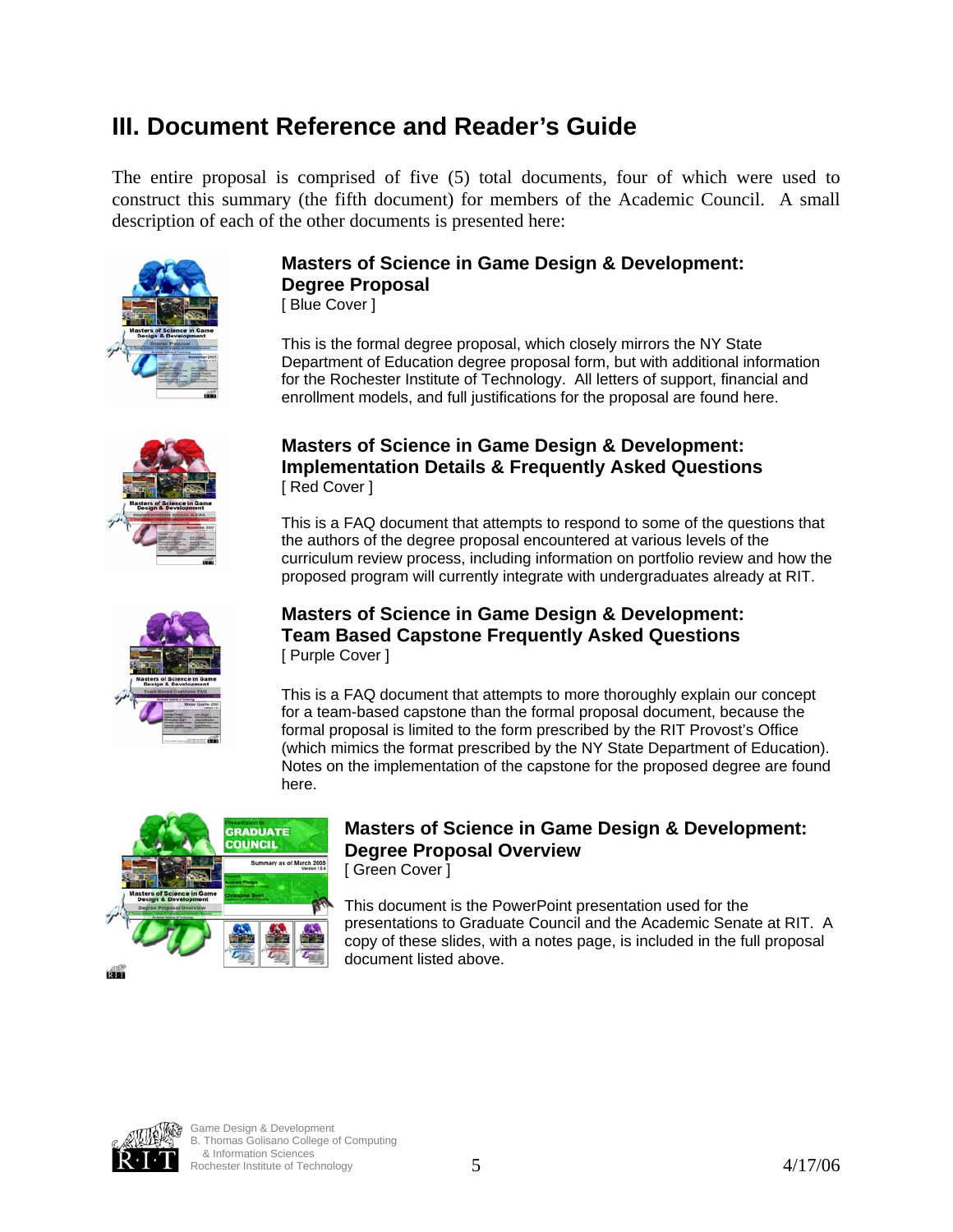## III. Document Reference and Reader's Guide

The entire proposal is comprised of five (5) total documents, four of which were used to construct this summary (the fifth document) for members of the Academic Council. A small description of each of the other documents is presented here:

### Masters of Science in Game Design & Development: Degree Proposal

[ Blue Cover ]

This is the formal degree proposal, which closely mirrors the NY State Department of Education degree proposal form, but with additional information for the Rochester Institute of Technology. All letters of support, financial and enrollment models, and full justifications for the proposal are found here.

### Masters of Science in Game Design & Development: Implementation Details & Frequently Asked Questions

[ Red Cover ]

This is a FAQ document that attempts to respond to some of the questions that the authors of the degree proposal encountered at various levels of the curriculum review process, including information on portfolio review and how the proposed program will currently integrate with undergraduates already at RIT.

### Masters of Science in Game Design & Development: Team Based Capstone Frequently Asked Questions

[ Purple Cover ]

This is a FAQ document that attempts to more thoroughly explain our concept for a team-based capstone than the formal proposal document, because the formal proposal is limited to the form prescribed by the RIT Provost's Office (which mimics the format prescribed by the NY State Department of Education). Notes on the implementation of the capstone for the proposed degree are found here.

### Masters of Science in Game Design & Development: Degree Proposal Overview

[ Green Cover ]

This document is the PowerPoint presentation used for the presentations to Graduate Council and the Academic Senate at RIT. A copy of these slides, with a notes page, is included in the full proposal document listed above.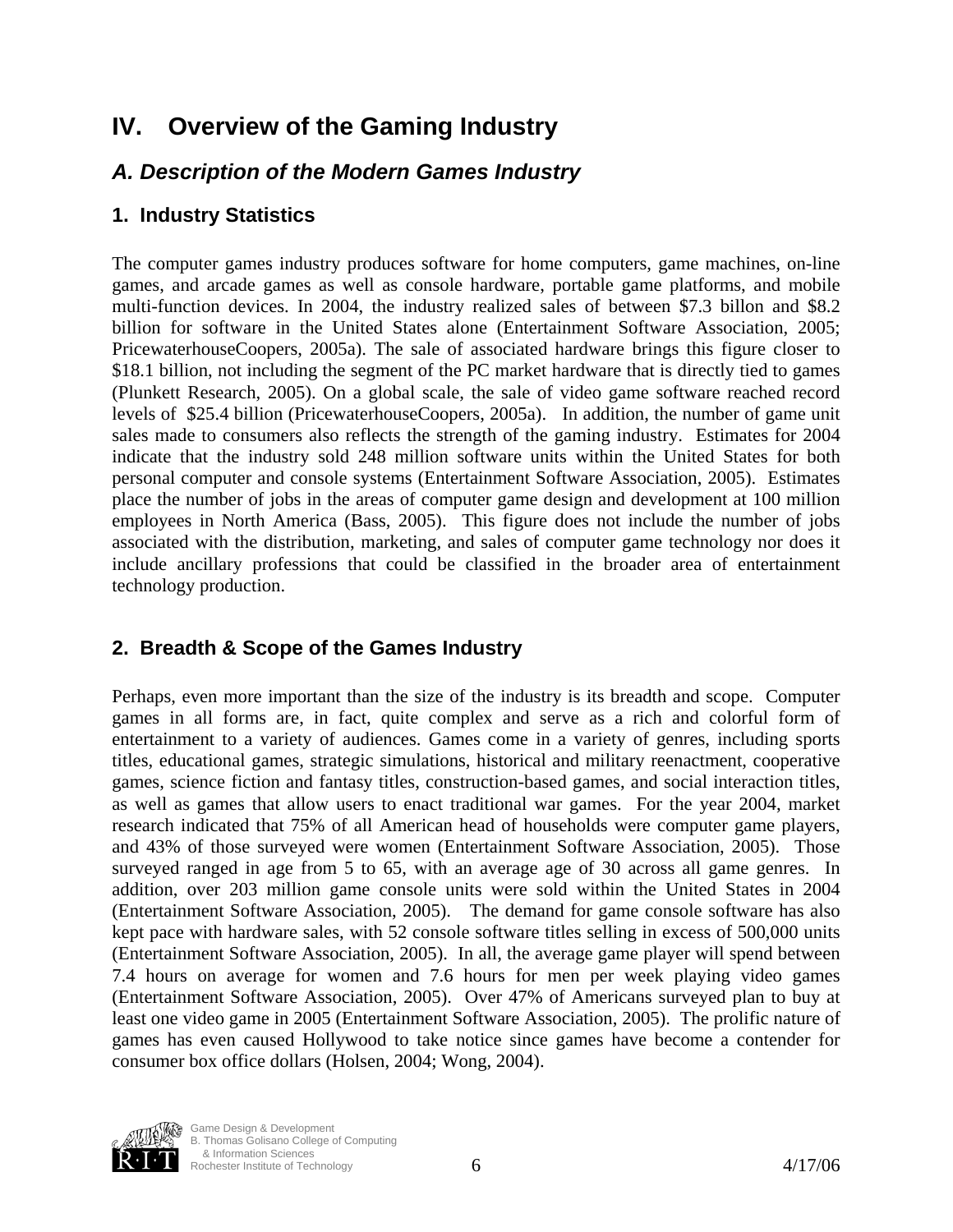# IV. Overview of the Gaming Industry

## *A. Description of the Modern Games Industry*

### 1. Industry Statistics

The computer games industry produces software for home computers, game machines, on-line games, and arcade games as well as console hardware, portable game platforms, and mobile multi-function devices. In 2004, the industry realized sales of between $7.3 billon and $8.2 billion for software in the United States alone (Entertainment Software Association, 2005; PricewaterhouseCoopers, 2005a). The sale of associated hardware brings this figure closer to $18.1 billion, not including the segment of the PC market hardware that is directly tied to games (Plunkett Research, 2005). On a global scale, the sale of video game software reached record levels of $25.4 billion (PricewaterhouseCoopers, 2005a). In addition, the number of game unit sales made to consumers also reflects the strength of the gaming industry. Estimates for 2004 indicate that the industry sold 248 million software units within the United States for both personal computer and console systems (Entertainment Software Association, 2005). Estimates place the number of jobs in the areas of computer game design and development at 100 million employees in North America (Bass, 2005). This figure does not include the number of jobs associated with the distribution, marketing, and sales of computer game technology nor does it include ancillary professions that could be classified in the broader area of entertainment technology production.

### 2. Breadth & Scope of the Games Industry

Perhaps, even more important than the size of the industry is its breadth and scope. Computer games in all forms are, in fact, quite complex and serve as a rich and colorful form of entertainment to a variety of audiences. Games come in a variety of genres, including sports titles, educational games, strategic simulations, historical and military reenactment, cooperative games, science fiction and fantasy titles, construction-based games, and social interaction titles, as well as games that allow users to enact traditional war games. For the year 2004, market research indicated that 75% of all American head of households were computer game players, and 43% of those surveyed were women (Entertainment Software Association, 2005). Those surveyed ranged in age from 5 to 65, with an average age of 30 across all game genres. In addition, over 203 million game console units were sold within the United States in 2004 (Entertainment Software Association, 2005). The demand for game console software has also kept pace with hardware sales, with 52 console software titles selling in excess of 500,000 units (Entertainment Software Association, 2005). In all, the average game player will spend between 7.4 hours on average for women and 7.6 hours for men per week playing video games (Entertainment Software Association, 2005). Over 47% of Americans surveyed plan to buy at least one video game in 2005 (Entertainment Software Association, 2005). The prolific nature of games has even caused Hollywood to take notice since games have become a contender for consumer box office dollars (Holsen, 2004; Wong, 2004).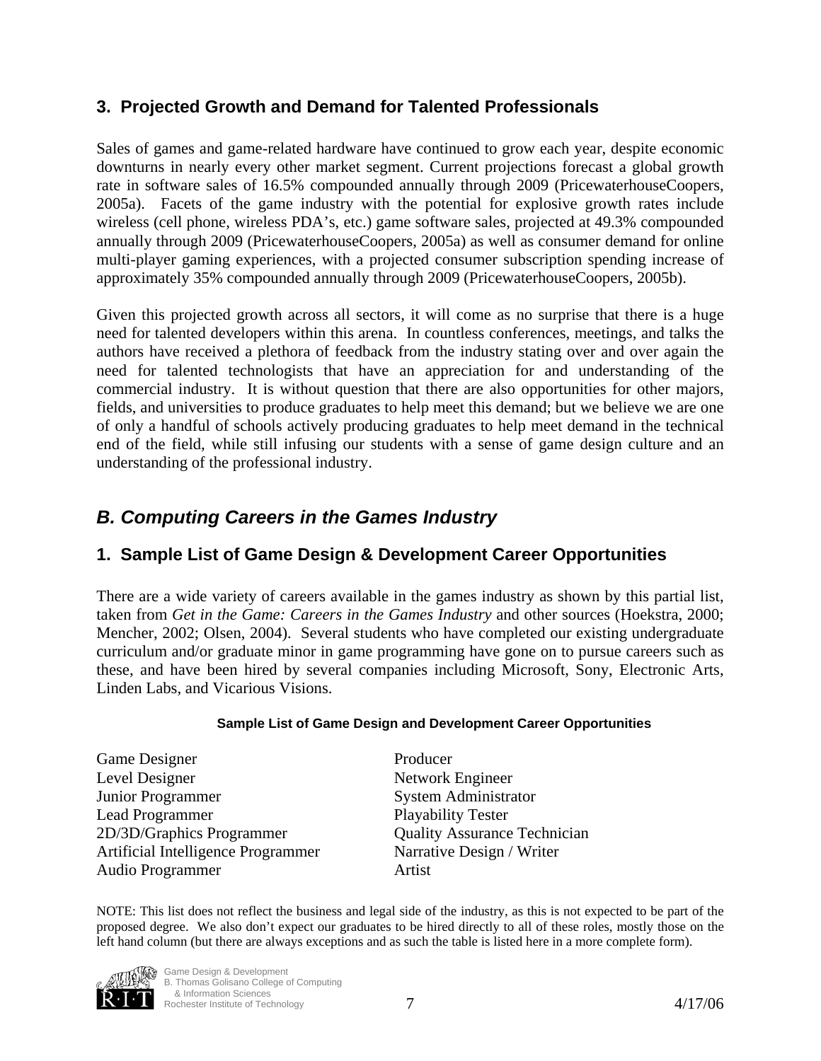### 3. Projected Growth and Demand for Talented Professionals

Sales of games and game-related hardware have continued to grow each year, despite economic downturns in nearly every other market segment. Current projections forecast a global growth rate in software sales of 16.5% compounded annually through 2009 (PricewaterhouseCoopers, 2005a). Facets of the game industry with the potential for explosive growth rates include wireless (cell phone, wireless PDA's, etc.) game software sales, projected at 49.3% compounded annually through 2009 (PricewaterhouseCoopers, 2005a) as well as consumer demand for online multi-player gaming experiences, with a projected consumer subscription spending increase of approximately 35% compounded annually through 2009 (PricewaterhouseCoopers, 2005b).

Given this projected growth across all sectors, it will come as no surprise that there is a huge need for talented developers within this arena. In countless conferences, meetings, and talks the authors have received a plethora of feedback from the industry stating over and over again the need for talented technologists that have an appreciation for and understanding of the commercial industry. It is without question that there are also opportunities for other majors, fields, and universities to produce graduates to help meet this demand; but we believe we are one of only a handful of schools actively producing graduates to help meet demand in the technical end of the field, while still infusing our students with a sense of game design culture and an understanding of the professional industry.

## *B. Computing Careers in the Games Industry*

### 1. Sample List of Game Design & Development Career Opportunities

There are a wide variety of careers available in the games industry as shown by this partial list, taken from *Get in the Game: Careers in the Games Industry* and other sources (Hoekstra, 2000; Mencher, 2002; Olsen, 2004). Several students who have completed our existing undergraduate curriculum and/or graduate minor in game programming have gone on to pursue careers such as these, and have been hired by several companies including Microsoft, Sony, Electronic Arts, Linden Labs, and Vicarious Visions.

**Sample List of Game Design and Development Career Opportunities**

| | |
|---|---|
| Game Designer | Producer |
| Level Designer | Network Engineer |
| Junior Programmer | System Administrator |
| Lead Programmer | Playability Tester |
| 2D/3D/Graphics Programmer | Quality Assurance Technician |
| Artificial Intelligence Programmer | Narrative Design / Writer |
| Audio Programmer | Artist |

NOTE: This list does not reflect the business and legal side of the industry, as this is not expected to be part of the proposed degree. We also don't expect our graduates to be hired directly to all of these roles, mostly those on the left hand column (but there are always exceptions and as such the table is listed here in a more complete form).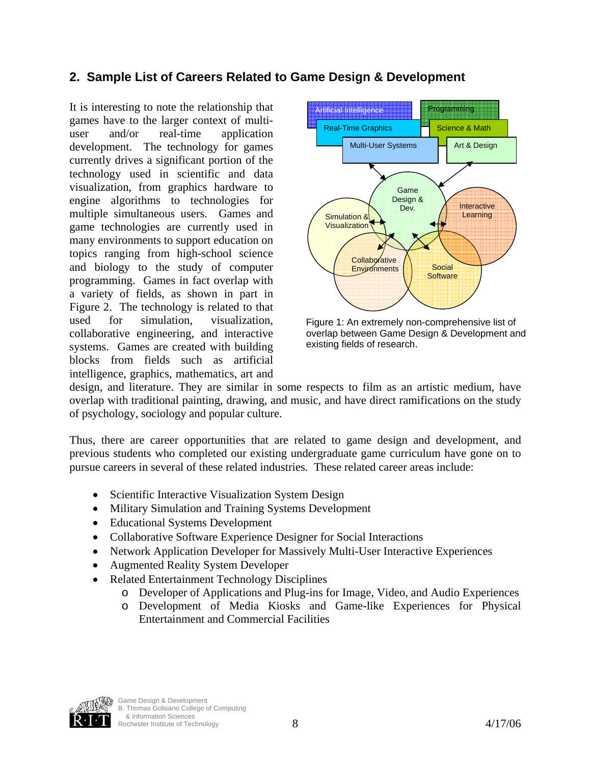## 2. Sample List of Careers Related to Game Design & Development

It is interesting to note the relationship that games have to the larger context of multi-user and/or real-time application development. The technology for games currently drives a significant portion of the technology used in scientific and data visualization, from graphics hardware to engine algorithms to technologies for multiple simultaneous users. Games and game technologies are currently used in many environments to support education on topics ranging from high-school science and biology to the study of computer programming. Games in fact overlap with a variety of fields, as shown in part in Figure 2. The technology is related to that used for simulation, visualization, collaborative engineering, and interactive systems. Games are created with building blocks from fields such as artificial intelligence, graphics, mathematics, art and design, and literature. They are similar in some respects to film as an artistic medium, have overlap with traditional painting, drawing, and music, and have direct ramifications on the study of psychology, sociology and popular culture.

Figure 1: An extremely non-comprehensive list of overlap between Game Design & Development and existing fields of research.

Thus, there are career opportunities that are related to game design and development, and previous students who completed our existing undergraduate game curriculum have gone on to pursue careers in several of these related industries. These related career areas include:

- Scientific Interactive Visualization System Design
- Military Simulation and Training Systems Development
- Educational Systems Development
- Collaborative Software Experience Designer for Social Interactions
- Network Application Developer for Massively Multi-User Interactive Experiences
- Augmented Reality System Developer
- Related Entertainment Technology Disciplines
  - Developer of Applications and Plug-ins for Image, Video, and Audio Experiences
  - Development of Media Kiosks and Game-like Experiences for Physical Entertainment and Commercial Facilities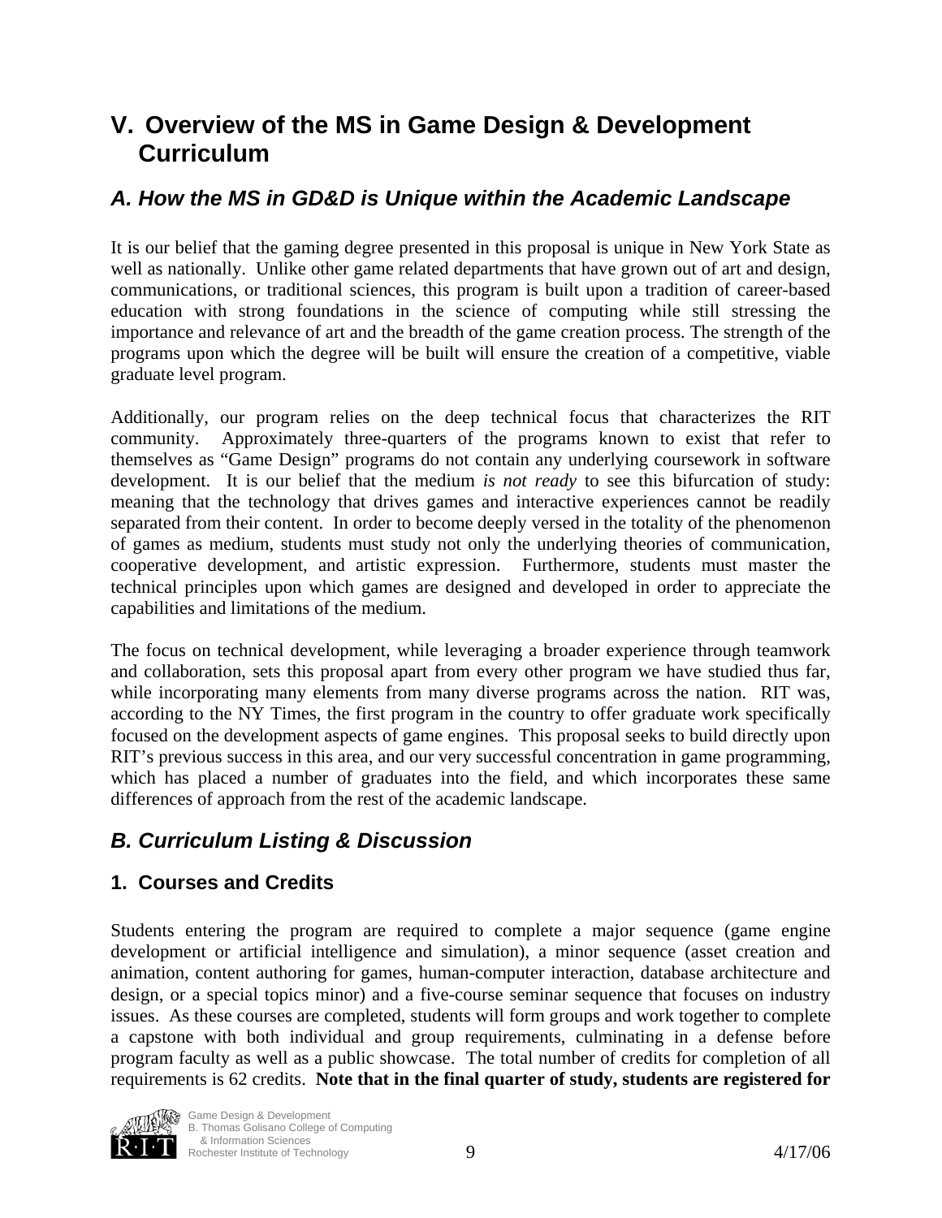# V. Overview of the MS in Game Design & Development Curriculum

## *A. How the MS in GD&D is Unique within the Academic Landscape*

It is our belief that the gaming degree presented in this proposal is unique in New York State as well as nationally. Unlike other game related departments that have grown out of art and design, communications, or traditional sciences, this program is built upon a tradition of career-based education with strong foundations in the science of computing while still stressing the importance and relevance of art and the breadth of the game creation process. The strength of the programs upon which the degree will be built will ensure the creation of a competitive, viable graduate level program.

Additionally, our program relies on the deep technical focus that characterizes the RIT community. Approximately three-quarters of the programs known to exist that refer to themselves as "Game Design" programs do not contain any underlying coursework in software development. It is our belief that the medium *is not ready* to see this bifurcation of study: meaning that the technology that drives games and interactive experiences cannot be readily separated from their content. In order to become deeply versed in the totality of the phenomenon of games as medium, students must study not only the underlying theories of communication, cooperative development, and artistic expression. Furthermore, students must master the technical principles upon which games are designed and developed in order to appreciate the capabilities and limitations of the medium.

The focus on technical development, while leveraging a broader experience through teamwork and collaboration, sets this proposal apart from every other program we have studied thus far, while incorporating many elements from many diverse programs across the nation. RIT was, according to the NY Times, the first program in the country to offer graduate work specifically focused on the development aspects of game engines. This proposal seeks to build directly upon RIT's previous success in this area, and our very successful concentration in game programming, which has placed a number of graduates into the field, and which incorporates these same differences of approach from the rest of the academic landscape.

## *B. Curriculum Listing & Discussion*

### 1. Courses and Credits

Students entering the program are required to complete a major sequence (game engine development or artificial intelligence and simulation), a minor sequence (asset creation and animation, content authoring for games, human-computer interaction, database architecture and design, or a special topics minor) and a five-course seminar sequence that focuses on industry issues. As these courses are completed, students will form groups and work together to complete a capstone with both individual and group requirements, culminating in a defense before program faculty as well as a public showcase. The total number of credits for completion of all requirements is 62 credits. **Note that in the final quarter of study, students are registered for**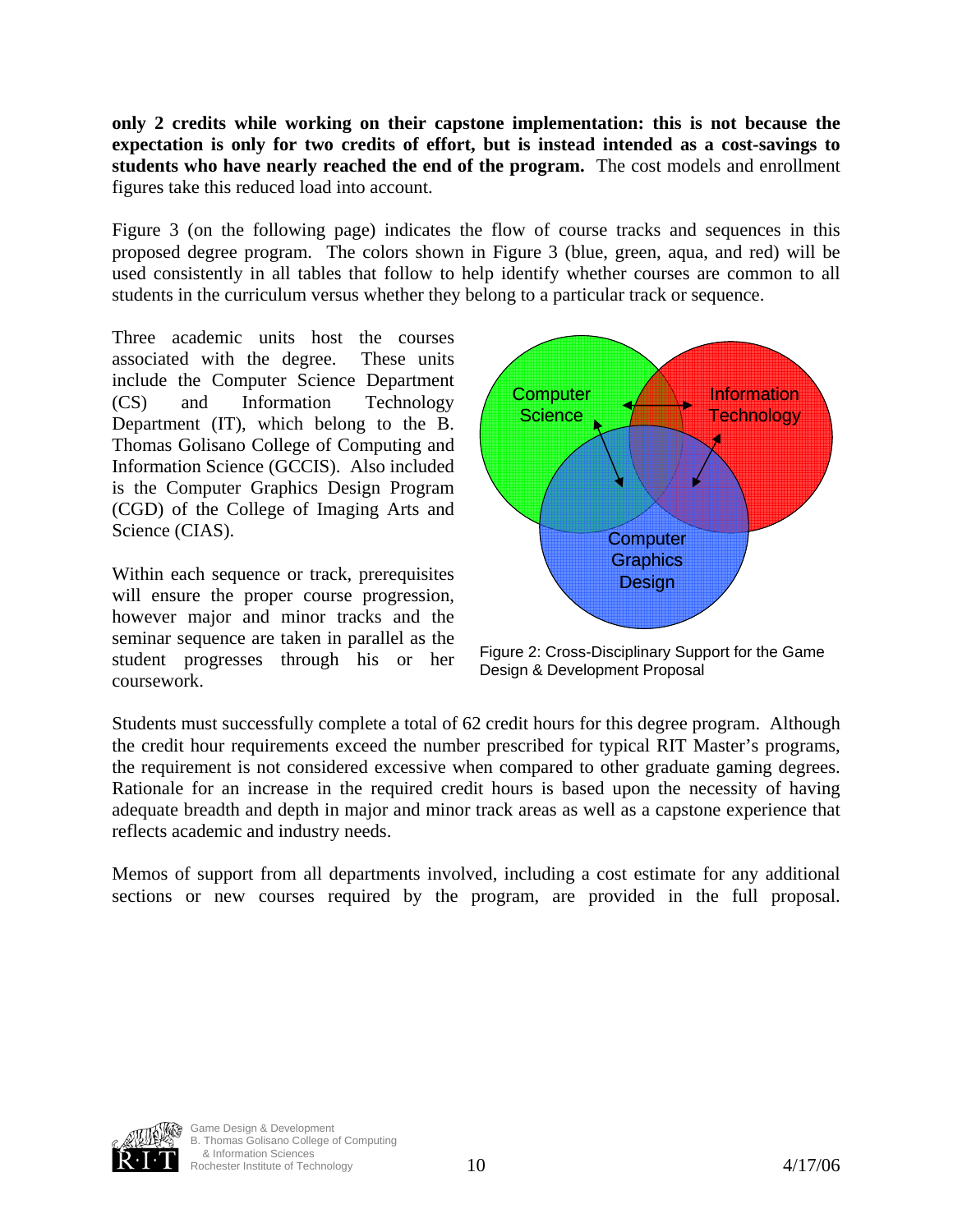**only 2 credits while working on their capstone implementation: this is not because the expectation is only for two credits of effort, but is instead intended as a cost-savings to students who have nearly reached the end of the program.** The cost models and enrollment figures take this reduced load into account.

Figure 3 (on the following page) indicates the flow of course tracks and sequences in this proposed degree program. The colors shown in Figure 3 (blue, green, aqua, and red) will be used consistently in all tables that follow to help identify whether courses are common to all students in the curriculum versus whether they belong to a particular track or sequence.

Three academic units host the courses associated with the degree. These units include the Computer Science Department (CS) and Information Technology Department (IT), which belong to the B. Thomas Golisano College of Computing and Information Science (GCCIS). Also included is the Computer Graphics Design Program (CGD) of the College of Imaging Arts and Science (CIAS).

Within each sequence or track, prerequisites will ensure the proper course progression, however major and minor tracks and the seminar sequence are taken in parallel as the student progresses through his or her coursework.

Figure 2: Cross-Disciplinary Support for the Game Design & Development Proposal

Students must successfully complete a total of 62 credit hours for this degree program. Although the credit hour requirements exceed the number prescribed for typical RIT Master's programs, the requirement is not considered excessive when compared to other graduate gaming degrees. Rationale for an increase in the required credit hours is based upon the necessity of having adequate breadth and depth in major and minor track areas as well as a capstone experience that reflects academic and industry needs.

Memos of support from all departments involved, including a cost estimate for any additional sections or new courses required by the program, are provided in the full proposal.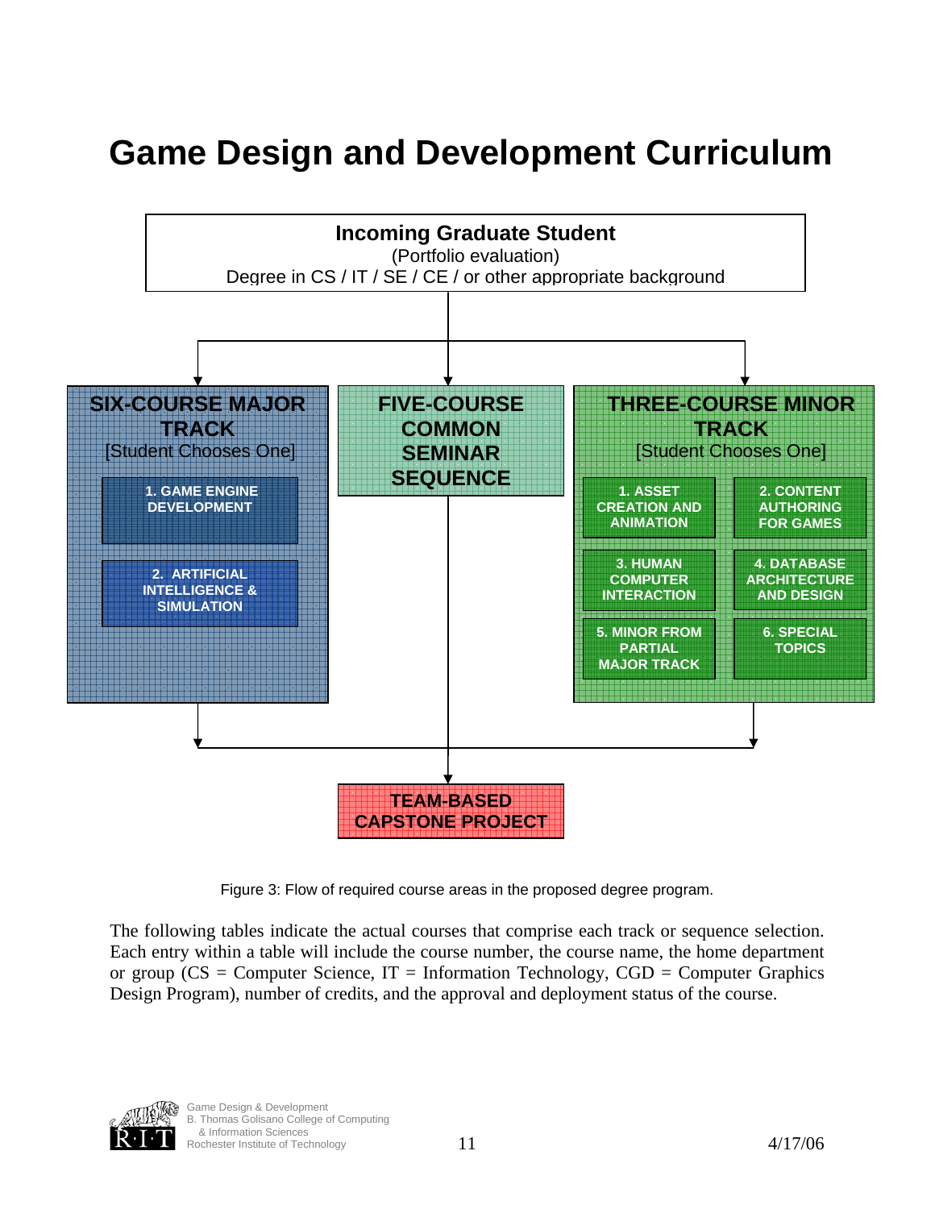# Game Design and Development Curriculum

**Incoming Graduate Student**
(Portfolio evaluation)
Degree in CS / IT / SE / CE / or other appropriate background

**SIX-COURSE MAJOR TRACK**
[Student Chooses One]

- 1. GAME ENGINE DEVELOPMENT
- 2. ARTIFICIAL INTELLIGENCE & SIMULATION

**FIVE-COURSE COMMON SEMINAR SEQUENCE**

**THREE-COURSE MINOR TRACK**
[Student Chooses One]

- 1. ASSET CREATION AND ANIMATION
- 2. CONTENT AUTHORING FOR GAMES
- 3. HUMAN COMPUTER INTERACTION
- 4. DATABASE ARCHITECTURE AND DESIGN
- 5. MINOR FROM PARTIAL MAJOR TRACK
- 6. SPECIAL TOPICS

**TEAM-BASED CAPSTONE PROJECT**

Figure 3: Flow of required course areas in the proposed degree program.

The following tables indicate the actual courses that comprise each track or sequence selection. Each entry within a table will include the course number, the course name, the home department or group (CS = Computer Science, IT = Information Technology, CGD = Computer Graphics Design Program), number of credits, and the approval and deployment status of the course.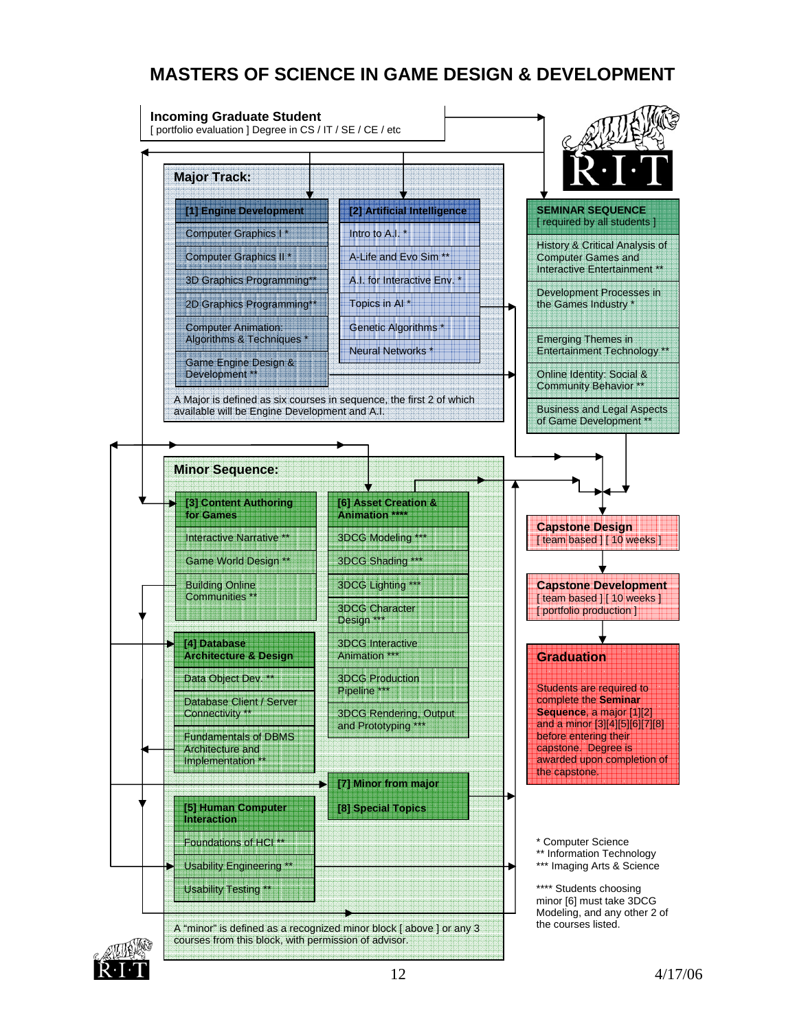# MASTERS OF SCIENCE IN GAME DESIGN & DEVELOPMENT

**Incoming Graduate Student**
[ portfolio evaluation ] Degree in CS / IT / SE / CE / etc

## Major Track:

**[1] Engine Development**
- Computer Graphics I *
- Computer Graphics II *
- 3D Graphics Programming**
- 2D Graphics Programming**
- Computer Animation: Algorithms & Techniques *
- Game Engine Design & Development **

**[2] Artificial Intelligence**
- Intro to A.I. *
- A-Life and Evo Sim **
- A.I. for Interactive Env. *
- Topics in AI *
- Genetic Algorithms *
- Neural Networks *

A Major is defined as six courses in sequence, the first 2 of which available will be Engine Development and A.I.

**SEMINAR SEQUENCE**
[ required by all students ]
- History & Critical Analysis of Computer Games and Interactive Entertainment **
- Development Processes in the Games Industry *
- Emerging Themes in Entertainment Technology **
- Online Identity: Social & Community Behavior **
- Business and Legal Aspects of Game Development **

## Minor Sequence:

**[3] Content Authoring for Games**
- Interactive Narrative **
- Game World Design **
- Building Online Communities **

**[4] Database Architecture & Design**
- Data Object Dev. **
- Database Client / Server Connectivity **
- Fundamentals of DBMS Architecture and Implementation **

**[5] Human Computer Interaction**
- Foundations of HCI **
- Usability Engineering **
- Usability Testing **

**[6] Asset Creation & Animation ******
- 3DCG Modeling ***
- 3DCG Shading ***
- 3DCG Lighting ***
- 3DCG Character Design ***
- 3DCG Interactive Animation ***
- 3DCG Production Pipeline ***
- 3DCG Rendering, Output and Prototyping ***

**[7] Minor from major**

**[8] Special Topics**

A "minor" is defined as a recognized minor block [ above ] or any 3 courses from this block, with permission of advisor.

**Capstone Design**
[ team based ] [ 10 weeks ]

**Capstone Development**
[ team based ] [ 10 weeks ]
[ portfolio production ]

**Graduation**

Students are required to complete the **Seminar Sequence**, a major [1][2] and a minor [3][4][5][6][7][8] before entering their capstone. Degree is awarded upon completion of the capstone.

\* Computer Science
\** Information Technology
\*** Imaging Arts & Science

\**** Students choosing minor [6] must take 3DCG Modeling, and any other 2 of the courses listed.

4/17/06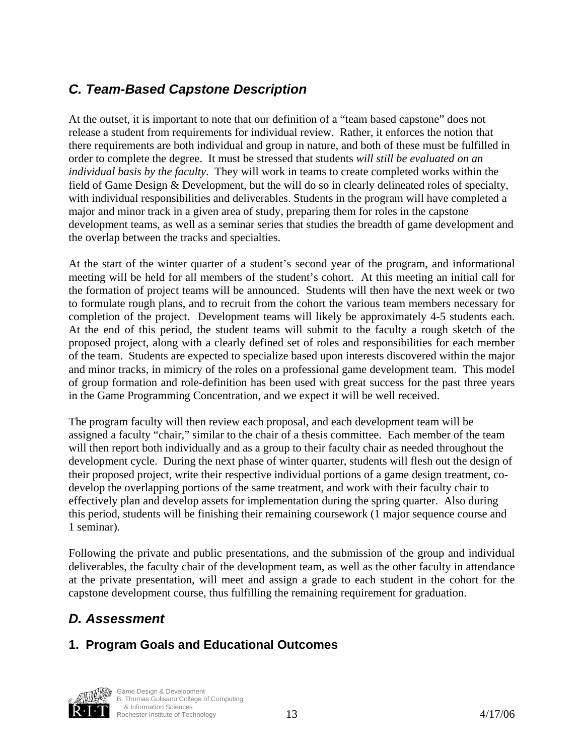## *C. Team-Based Capstone Description*

At the outset, it is important to note that our definition of a "team based capstone" does not release a student from requirements for individual review. Rather, it enforces the notion that there requirements are both individual and group in nature, and both of these must be fulfilled in order to complete the degree. It must be stressed that students *will still be evaluated on an individual basis by the faculty*. They will work in teams to create completed works within the field of Game Design & Development, but the will do so in clearly delineated roles of specialty, with individual responsibilities and deliverables. Students in the program will have completed a major and minor track in a given area of study, preparing them for roles in the capstone development teams, as well as a seminar series that studies the breadth of game development and the overlap between the tracks and specialties.

At the start of the winter quarter of a student's second year of the program, and informational meeting will be held for all members of the student's cohort. At this meeting an initial call for the formation of project teams will be announced. Students will then have the next week or two to formulate rough plans, and to recruit from the cohort the various team members necessary for completion of the project. Development teams will likely be approximately 4-5 students each. At the end of this period, the student teams will submit to the faculty a rough sketch of the proposed project, along with a clearly defined set of roles and responsibilities for each member of the team. Students are expected to specialize based upon interests discovered within the major and minor tracks, in mimicry of the roles on a professional game development team. This model of group formation and role-definition has been used with great success for the past three years in the Game Programming Concentration, and we expect it will be well received.

The program faculty will then review each proposal, and each development team will be assigned a faculty "chair," similar to the chair of a thesis committee. Each member of the team will then report both individually and as a group to their faculty chair as needed throughout the development cycle. During the next phase of winter quarter, students will flesh out the design of their proposed project, write their respective individual portions of a game design treatment, co-develop the overlapping portions of the same treatment, and work with their faculty chair to effectively plan and develop assets for implementation during the spring quarter. Also during this period, students will be finishing their remaining coursework (1 major sequence course and 1 seminar).

Following the private and public presentations, and the submission of the group and individual deliverables, the faculty chair of the development team, as well as the other faculty in attendance at the private presentation, will meet and assign a grade to each student in the cohort for the capstone development course, thus fulfilling the remaining requirement for graduation.

## *D. Assessment*

### 1. Program Goals and Educational Outcomes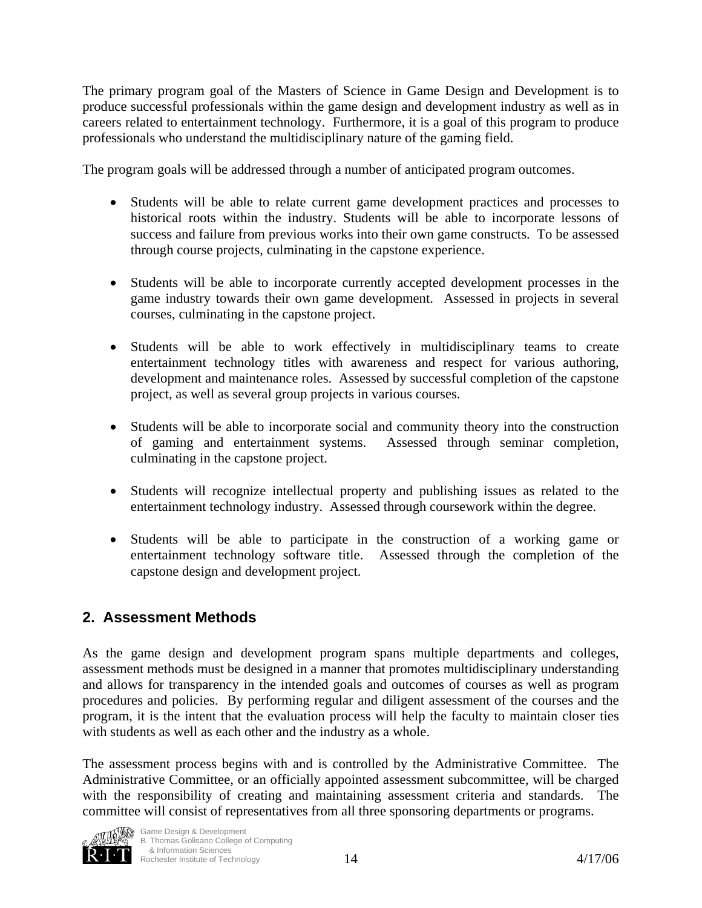The primary program goal of the Masters of Science in Game Design and Development is to produce successful professionals within the game design and development industry as well as in careers related to entertainment technology. Furthermore, it is a goal of this program to produce professionals who understand the multidisciplinary nature of the gaming field.

The program goals will be addressed through a number of anticipated program outcomes.

- Students will be able to relate current game development practices and processes to historical roots within the industry. Students will be able to incorporate lessons of success and failure from previous works into their own game constructs. To be assessed through course projects, culminating in the capstone experience.

- Students will be able to incorporate currently accepted development processes in the game industry towards their own game development. Assessed in projects in several courses, culminating in the capstone project.

- Students will be able to work effectively in multidisciplinary teams to create entertainment technology titles with awareness and respect for various authoring, development and maintenance roles. Assessed by successful completion of the capstone project, as well as several group projects in various courses.

- Students will be able to incorporate social and community theory into the construction of gaming and entertainment systems. Assessed through seminar completion, culminating in the capstone project.

- Students will recognize intellectual property and publishing issues as related to the entertainment technology industry. Assessed through coursework within the degree.

- Students will be able to participate in the construction of a working game or entertainment technology software title. Assessed through the completion of the capstone design and development project.

## 2. Assessment Methods

As the game design and development program spans multiple departments and colleges, assessment methods must be designed in a manner that promotes multidisciplinary understanding and allows for transparency in the intended goals and outcomes of courses as well as program procedures and policies. By performing regular and diligent assessment of the courses and the program, it is the intent that the evaluation process will help the faculty to maintain closer ties with students as well as each other and the industry as a whole.

The assessment process begins with and is controlled by the Administrative Committee. The Administrative Committee, or an officially appointed assessment subcommittee, will be charged with the responsibility of creating and maintaining assessment criteria and standards. The committee will consist of representatives from all three sponsoring departments or programs.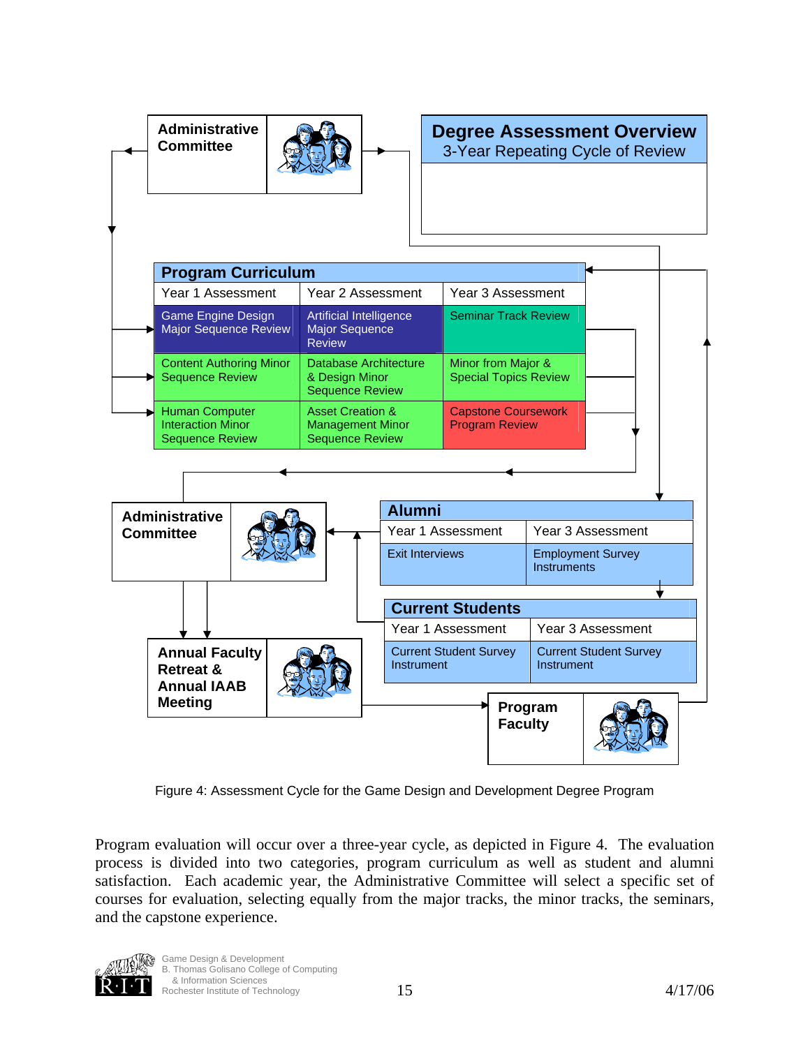**Administrative Committee**

**Degree Assessment Overview**
3-Year Repeating Cycle of Review

| **Program Curriculum** | | |
|---|---|---|
| Year 1 Assessment | Year 2 Assessment | Year 3 Assessment |
| Game Engine Design Major Sequence Review | Artificial Intelligence Major Sequence Review | Seminar Track Review |
| Content Authoring Minor Sequence Review | Database Architecture & Design Minor Sequence Review | Minor from Major & Special Topics Review |
| Human Computer Interaction Minor Sequence Review | Asset Creation & Management Minor Sequence Review | Capstone Coursework Program Review |

**Administrative Committee**

| **Alumni** | |
|---|---|
| Year 1 Assessment | Year 3 Assessment |
| Exit Interviews | Employment Survey Instruments |

| **Current Students** | |
|---|---|
| Year 1 Assessment | Year 3 Assessment |
| Current Student Survey Instrument | Current Student Survey Instrument |

**Annual Faculty Retreat & Annual IAAB Meeting**

**Program Faculty**

Figure 4: Assessment Cycle for the Game Design and Development Degree Program

Program evaluation will occur over a three-year cycle, as depicted in Figure 4. The evaluation process is divided into two categories, program curriculum as well as student and alumni satisfaction. Each academic year, the Administrative Committee will select a specific set of courses for evaluation, selecting equally from the major tracks, the minor tracks, the seminars, and the capstone experience.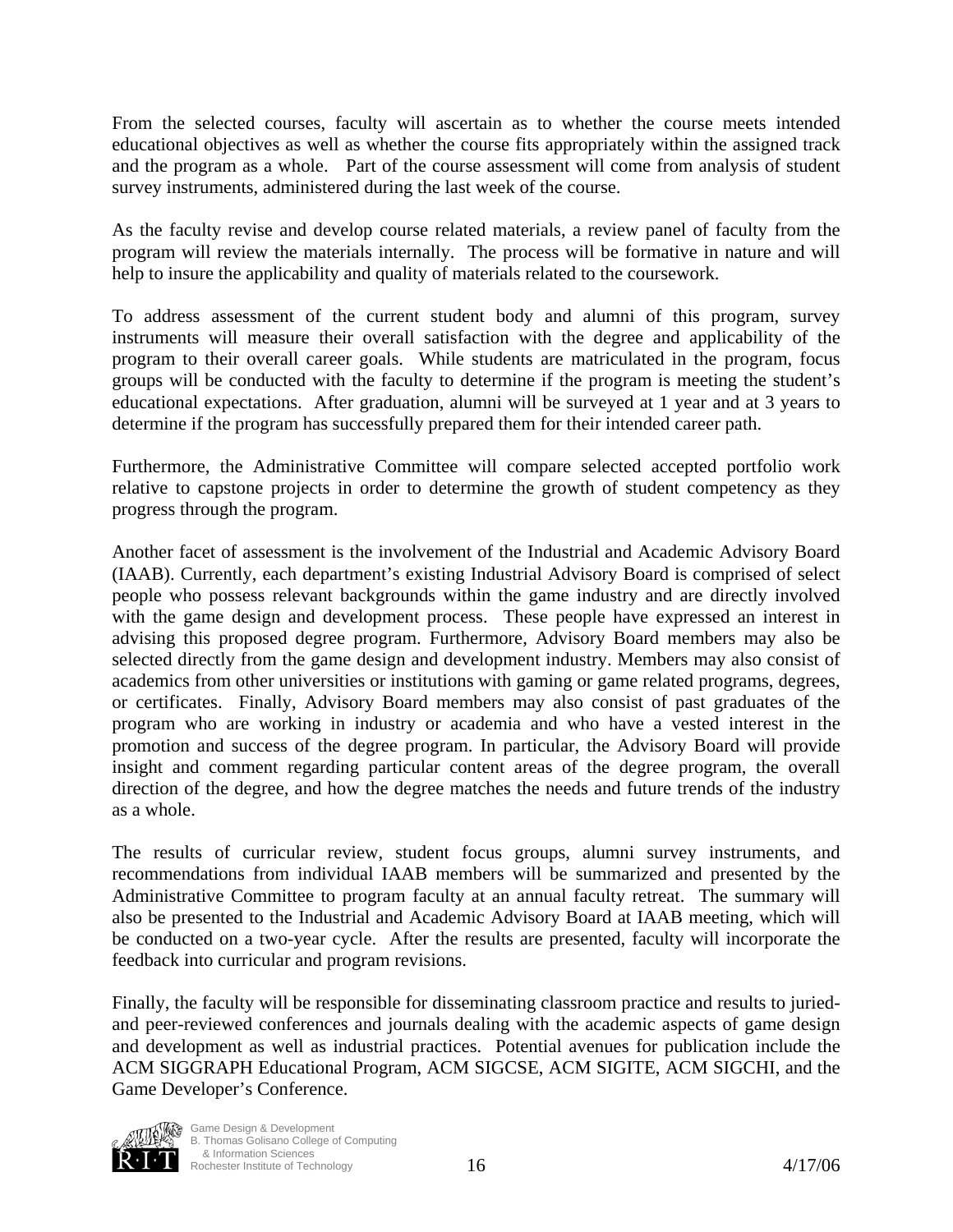From the selected courses, faculty will ascertain as to whether the course meets intended educational objectives as well as whether the course fits appropriately within the assigned track and the program as a whole. Part of the course assessment will come from analysis of student survey instruments, administered during the last week of the course.

As the faculty revise and develop course related materials, a review panel of faculty from the program will review the materials internally. The process will be formative in nature and will help to insure the applicability and quality of materials related to the coursework.

To address assessment of the current student body and alumni of this program, survey instruments will measure their overall satisfaction with the degree and applicability of the program to their overall career goals. While students are matriculated in the program, focus groups will be conducted with the faculty to determine if the program is meeting the student's educational expectations. After graduation, alumni will be surveyed at 1 year and at 3 years to determine if the program has successfully prepared them for their intended career path.

Furthermore, the Administrative Committee will compare selected accepted portfolio work relative to capstone projects in order to determine the growth of student competency as they progress through the program.

Another facet of assessment is the involvement of the Industrial and Academic Advisory Board (IAAB). Currently, each department's existing Industrial Advisory Board is comprised of select people who possess relevant backgrounds within the game industry and are directly involved with the game design and development process. These people have expressed an interest in advising this proposed degree program. Furthermore, Advisory Board members may also be selected directly from the game design and development industry. Members may also consist of academics from other universities or institutions with gaming or game related programs, degrees, or certificates. Finally, Advisory Board members may also consist of past graduates of the program who are working in industry or academia and who have a vested interest in the promotion and success of the degree program. In particular, the Advisory Board will provide insight and comment regarding particular content areas of the degree program, the overall direction of the degree, and how the degree matches the needs and future trends of the industry as a whole.

The results of curricular review, student focus groups, alumni survey instruments, and recommendations from individual IAAB members will be summarized and presented by the Administrative Committee to program faculty at an annual faculty retreat. The summary will also be presented to the Industrial and Academic Advisory Board at IAAB meeting, which will be conducted on a two-year cycle. After the results are presented, faculty will incorporate the feedback into curricular and program revisions.

Finally, the faculty will be responsible for disseminating classroom practice and results to juried- and peer-reviewed conferences and journals dealing with the academic aspects of game design and development as well as industrial practices. Potential avenues for publication include the ACM SIGGRAPH Educational Program, ACM SIGCSE, ACM SIGITE, ACM SIGCHI, and the Game Developer's Conference.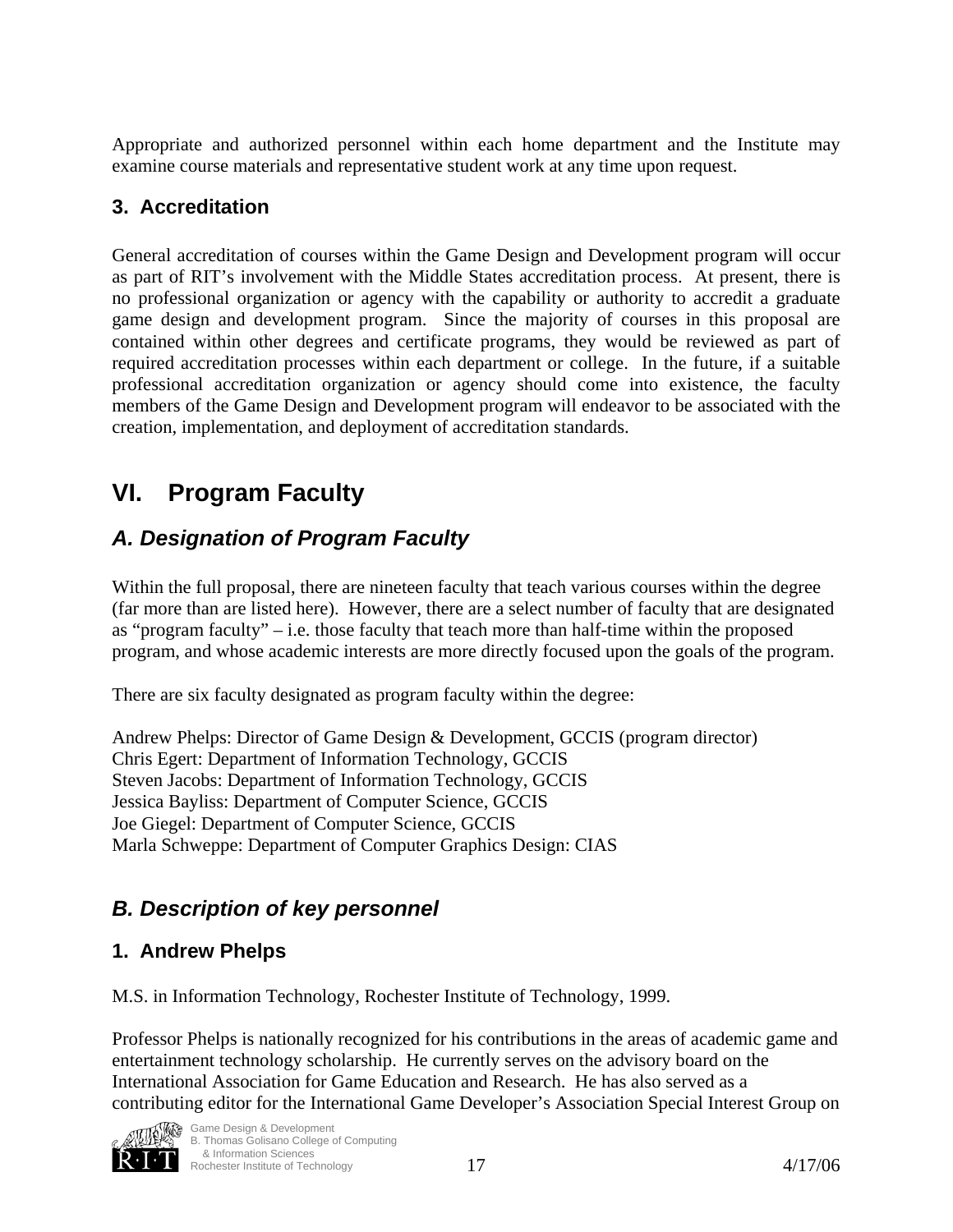Appropriate and authorized personnel within each home department and the Institute may examine course materials and representative student work at any time upon request.

### 3. Accreditation

General accreditation of courses within the Game Design and Development program will occur as part of RIT's involvement with the Middle States accreditation process. At present, there is no professional organization or agency with the capability or authority to accredit a graduate game design and development program. Since the majority of courses in this proposal are contained within other degrees and certificate programs, they would be reviewed as part of required accreditation processes within each department or college. In the future, if a suitable professional accreditation organization or agency should come into existence, the faculty members of the Game Design and Development program will endeavor to be associated with the creation, implementation, and deployment of accreditation standards.

# VI. Program Faculty

## *A. Designation of Program Faculty*

Within the full proposal, there are nineteen faculty that teach various courses within the degree (far more than are listed here). However, there are a select number of faculty that are designated as "program faculty" – i.e. those faculty that teach more than half-time within the proposed program, and whose academic interests are more directly focused upon the goals of the program.

There are six faculty designated as program faculty within the degree:

Andrew Phelps: Director of Game Design & Development, GCCIS (program director)
Chris Egert: Department of Information Technology, GCCIS
Steven Jacobs: Department of Information Technology, GCCIS
Jessica Bayliss: Department of Computer Science, GCCIS
Joe Giegel: Department of Computer Science, GCCIS
Marla Schweppe: Department of Computer Graphics Design: CIAS

## *B. Description of key personnel*

### 1. Andrew Phelps

M.S. in Information Technology, Rochester Institute of Technology, 1999.

Professor Phelps is nationally recognized for his contributions in the areas of academic game and entertainment technology scholarship. He currently serves on the advisory board on the International Association for Game Education and Research. He has also served as a contributing editor for the International Game Developer's Association Special Interest Group on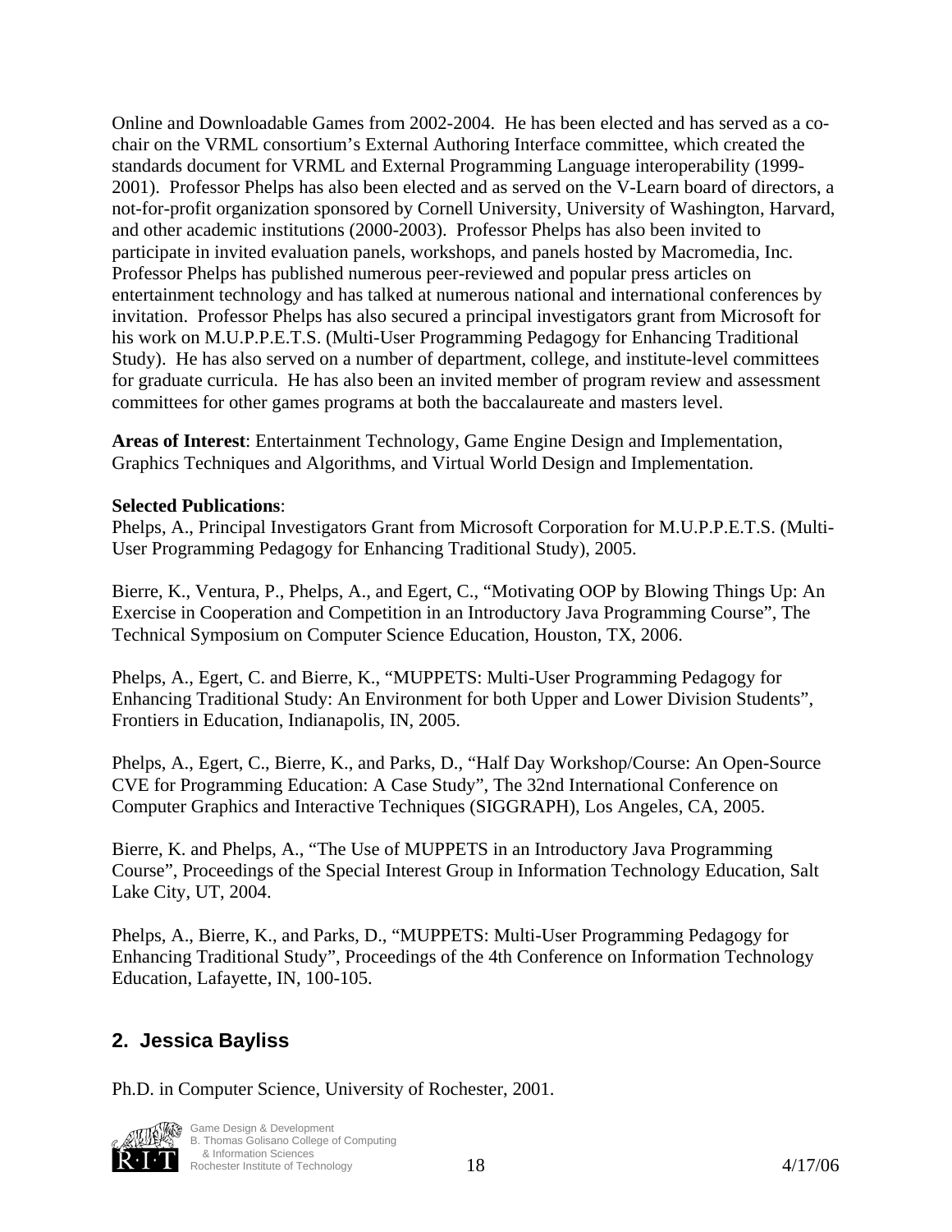Online and Downloadable Games from 2002-2004. He has been elected and has served as a co-chair on the VRML consortium's External Authoring Interface committee, which created the standards document for VRML and External Programming Language interoperability (1999-2001). Professor Phelps has also been elected and as served on the V-Learn board of directors, a not-for-profit organization sponsored by Cornell University, University of Washington, Harvard, and other academic institutions (2000-2003). Professor Phelps has also been invited to participate in invited evaluation panels, workshops, and panels hosted by Macromedia, Inc. Professor Phelps has published numerous peer-reviewed and popular press articles on entertainment technology and has talked at numerous national and international conferences by invitation. Professor Phelps has also secured a principal investigators grant from Microsoft for his work on M.U.P.P.E.T.S. (Multi-User Programming Pedagogy for Enhancing Traditional Study). He has also served on a number of department, college, and institute-level committees for graduate curricula. He has also been an invited member of program review and assessment committees for other games programs at both the baccalaureate and masters level.

**Areas of Interest**: Entertainment Technology, Game Engine Design and Implementation, Graphics Techniques and Algorithms, and Virtual World Design and Implementation.

**Selected Publications**:
Phelps, A., Principal Investigators Grant from Microsoft Corporation for M.U.P.P.E.T.S. (Multi-User Programming Pedagogy for Enhancing Traditional Study), 2005.

Bierre, K., Ventura, P., Phelps, A., and Egert, C., "Motivating OOP by Blowing Things Up: An Exercise in Cooperation and Competition in an Introductory Java Programming Course", The Technical Symposium on Computer Science Education, Houston, TX, 2006.

Phelps, A., Egert, C. and Bierre, K., "MUPPETS: Multi-User Programming Pedagogy for Enhancing Traditional Study: An Environment for both Upper and Lower Division Students", Frontiers in Education, Indianapolis, IN, 2005.

Phelps, A., Egert, C., Bierre, K., and Parks, D., "Half Day Workshop/Course: An Open-Source CVE for Programming Education: A Case Study", The 32nd International Conference on Computer Graphics and Interactive Techniques (SIGGRAPH), Los Angeles, CA, 2005.

Bierre, K. and Phelps, A., "The Use of MUPPETS in an Introductory Java Programming Course", Proceedings of the Special Interest Group in Information Technology Education, Salt Lake City, UT, 2004.

Phelps, A., Bierre, K., and Parks, D., "MUPPETS: Multi-User Programming Pedagogy for Enhancing Traditional Study", Proceedings of the 4th Conference on Information Technology Education, Lafayette, IN, 100-105.

## 2. Jessica Bayliss

Ph.D. in Computer Science, University of Rochester, 2001.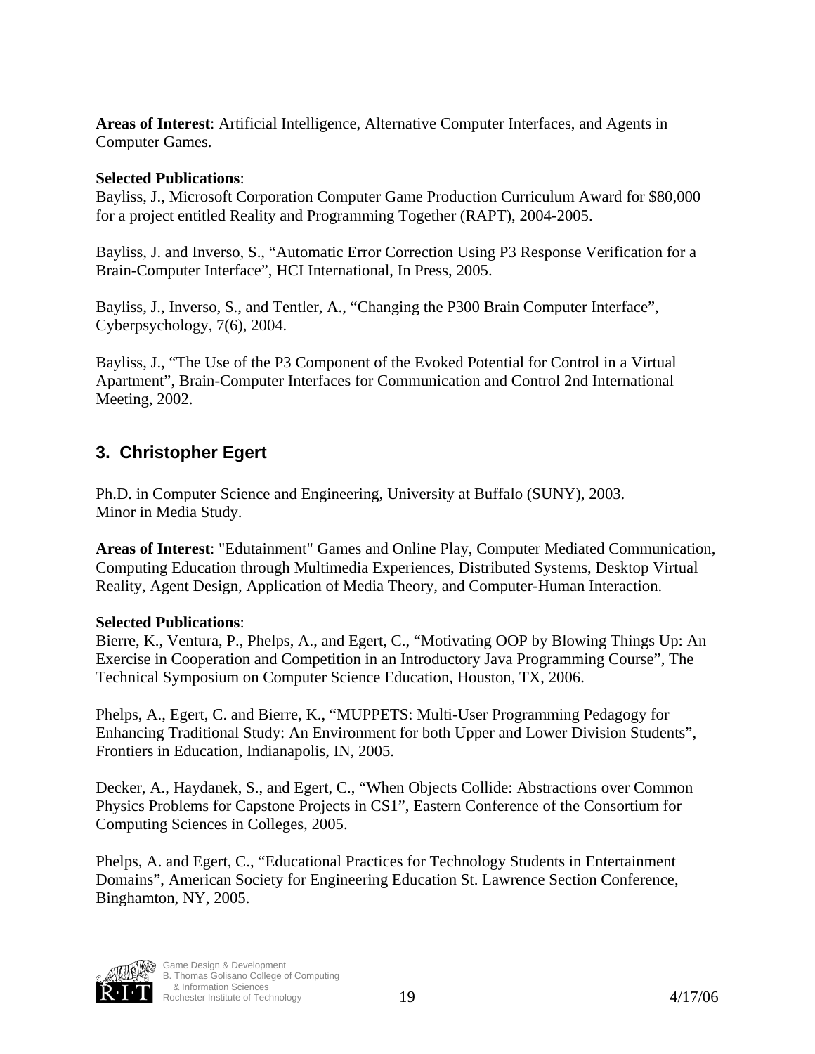**Areas of Interest**: Artificial Intelligence, Alternative Computer Interfaces, and Agents in Computer Games.

**Selected Publications**:
Bayliss, J., Microsoft Corporation Computer Game Production Curriculum Award for $80,000 for a project entitled Reality and Programming Together (RAPT), 2004-2005.

Bayliss, J. and Inverso, S., "Automatic Error Correction Using P3 Response Verification for a Brain-Computer Interface", HCI International, In Press, 2005.

Bayliss, J., Inverso, S., and Tentler, A., "Changing the P300 Brain Computer Interface", Cyberpsychology, 7(6), 2004.

Bayliss, J., "The Use of the P3 Component of the Evoked Potential for Control in a Virtual Apartment", Brain-Computer Interfaces for Communication and Control 2nd International Meeting, 2002.

## 3. Christopher Egert

Ph.D. in Computer Science and Engineering, University at Buffalo (SUNY), 2003.
Minor in Media Study.

**Areas of Interest**: "Edutainment" Games and Online Play, Computer Mediated Communication, Computing Education through Multimedia Experiences, Distributed Systems, Desktop Virtual Reality, Agent Design, Application of Media Theory, and Computer-Human Interaction.

**Selected Publications**:
Bierre, K., Ventura, P., Phelps, A., and Egert, C., "Motivating OOP by Blowing Things Up: An Exercise in Cooperation and Competition in an Introductory Java Programming Course", The Technical Symposium on Computer Science Education, Houston, TX, 2006.

Phelps, A., Egert, C. and Bierre, K., "MUPPETS: Multi-User Programming Pedagogy for Enhancing Traditional Study: An Environment for both Upper and Lower Division Students", Frontiers in Education, Indianapolis, IN, 2005.

Decker, A., Haydanek, S., and Egert, C., "When Objects Collide: Abstractions over Common Physics Problems for Capstone Projects in CS1", Eastern Conference of the Consortium for Computing Sciences in Colleges, 2005.

Phelps, A. and Egert, C., "Educational Practices for Technology Students in Entertainment Domains", American Society for Engineering Education St. Lawrence Section Conference, Binghamton, NY, 2005.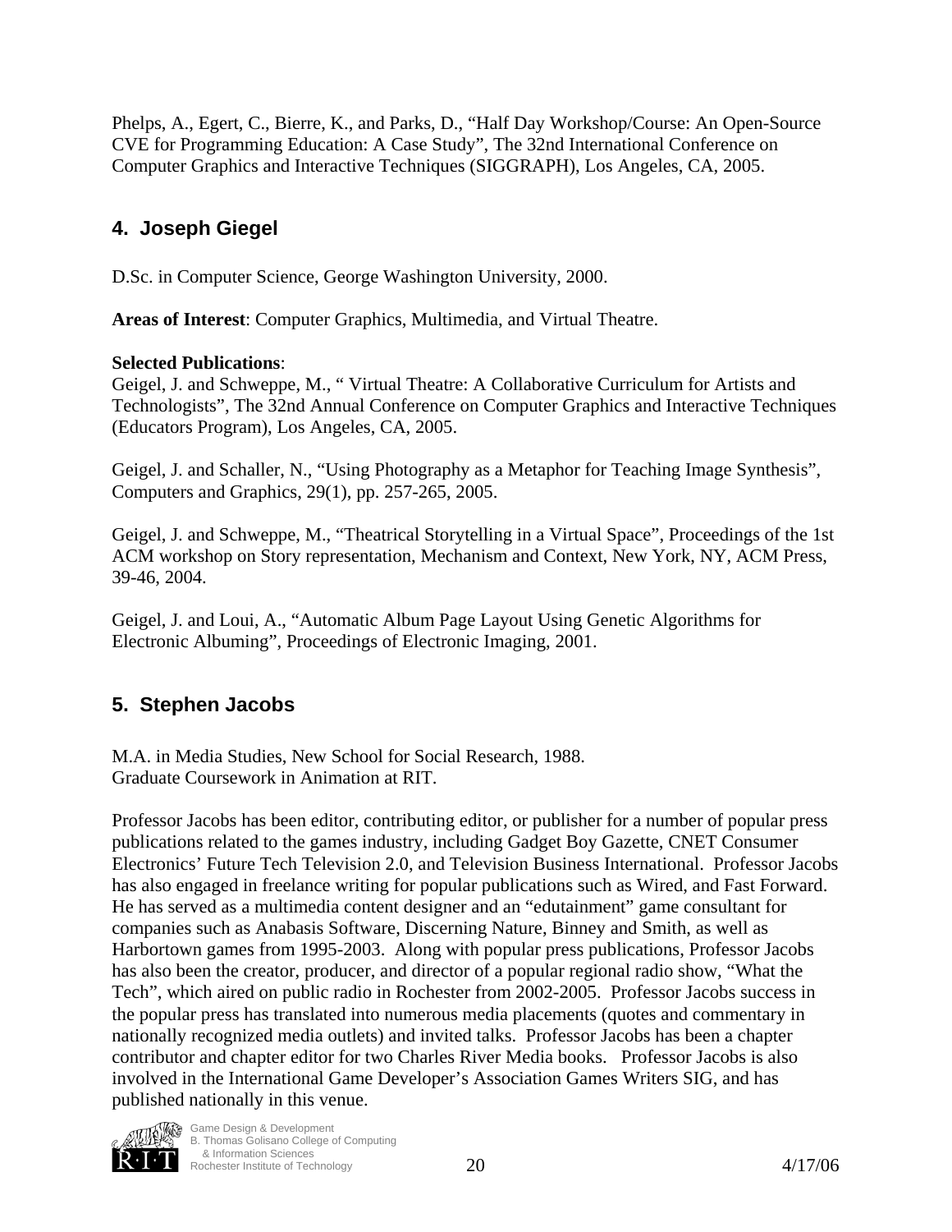Phelps, A., Egert, C., Bierre, K., and Parks, D., "Half Day Workshop/Course: An Open-Source CVE for Programming Education: A Case Study", The 32nd International Conference on Computer Graphics and Interactive Techniques (SIGGRAPH), Los Angeles, CA, 2005.

## 4. Joseph Giegel

D.Sc. in Computer Science, George Washington University, 2000.

**Areas of Interest**: Computer Graphics, Multimedia, and Virtual Theatre.

**Selected Publications**:

Geigel, J. and Schweppe, M., " Virtual Theatre: A Collaborative Curriculum for Artists and Technologists", The 32nd Annual Conference on Computer Graphics and Interactive Techniques (Educators Program), Los Angeles, CA, 2005.

Geigel, J. and Schaller, N., "Using Photography as a Metaphor for Teaching Image Synthesis", Computers and Graphics, 29(1), pp. 257-265, 2005.

Geigel, J. and Schweppe, M., "Theatrical Storytelling in a Virtual Space", Proceedings of the 1st ACM workshop on Story representation, Mechanism and Context, New York, NY, ACM Press, 39-46, 2004.

Geigel, J. and Loui, A., "Automatic Album Page Layout Using Genetic Algorithms for Electronic Albuming", Proceedings of Electronic Imaging, 2001.

## 5. Stephen Jacobs

M.A. in Media Studies, New School for Social Research, 1988.
Graduate Coursework in Animation at RIT.

Professor Jacobs has been editor, contributing editor, or publisher for a number of popular press publications related to the games industry, including Gadget Boy Gazette, CNET Consumer Electronics' Future Tech Television 2.0, and Television Business International. Professor Jacobs has also engaged in freelance writing for popular publications such as Wired, and Fast Forward. He has served as a multimedia content designer and an "edutainment" game consultant for companies such as Anabasis Software, Discerning Nature, Binney and Smith, as well as Harbortown games from 1995-2003. Along with popular press publications, Professor Jacobs has also been the creator, producer, and director of a popular regional radio show, "What the Tech", which aired on public radio in Rochester from 2002-2005. Professor Jacobs success in the popular press has translated into numerous media placements (quotes and commentary in nationally recognized media outlets) and invited talks. Professor Jacobs has been a chapter contributor and chapter editor for two Charles River Media books. Professor Jacobs is also involved in the International Game Developer's Association Games Writers SIG, and has published nationally in this venue.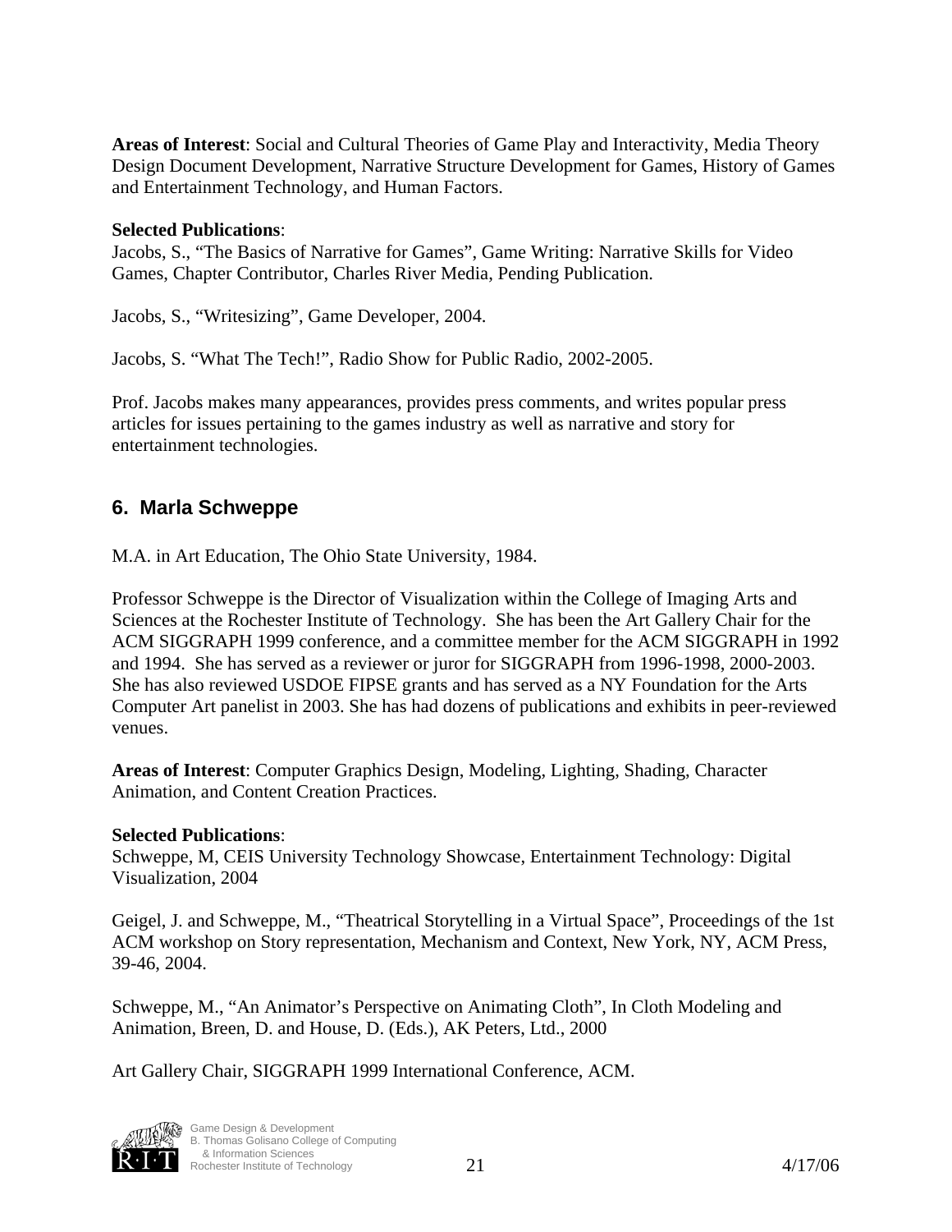**Areas of Interest**: Social and Cultural Theories of Game Play and Interactivity, Media Theory Design Document Development, Narrative Structure Development for Games, History of Games and Entertainment Technology, and Human Factors.

**Selected Publications**:
Jacobs, S., "The Basics of Narrative for Games", Game Writing: Narrative Skills for Video Games, Chapter Contributor, Charles River Media, Pending Publication.

Jacobs, S., "Writesizing", Game Developer, 2004.

Jacobs, S. "What The Tech!", Radio Show for Public Radio, 2002-2005.

Prof. Jacobs makes many appearances, provides press comments, and writes popular press articles for issues pertaining to the games industry as well as narrative and story for entertainment technologies.

## 6. Marla Schweppe

M.A. in Art Education, The Ohio State University, 1984.

Professor Schweppe is the Director of Visualization within the College of Imaging Arts and Sciences at the Rochester Institute of Technology. She has been the Art Gallery Chair for the ACM SIGGRAPH 1999 conference, and a committee member for the ACM SIGGRAPH in 1992 and 1994. She has served as a reviewer or juror for SIGGRAPH from 1996-1998, 2000-2003. She has also reviewed USDOE FIPSE grants and has served as a NY Foundation for the Arts Computer Art panelist in 2003. She has had dozens of publications and exhibits in peer-reviewed venues.

**Areas of Interest**: Computer Graphics Design, Modeling, Lighting, Shading, Character Animation, and Content Creation Practices.

**Selected Publications**:
Schweppe, M, CEIS University Technology Showcase, Entertainment Technology: Digital Visualization, 2004

Geigel, J. and Schweppe, M., "Theatrical Storytelling in a Virtual Space", Proceedings of the 1st ACM workshop on Story representation, Mechanism and Context, New York, NY, ACM Press, 39-46, 2004.

Schweppe, M., "An Animator's Perspective on Animating Cloth", In Cloth Modeling and Animation, Breen, D. and House, D. (Eds.), AK Peters, Ltd., 2000

Art Gallery Chair, SIGGRAPH 1999 International Conference, ACM.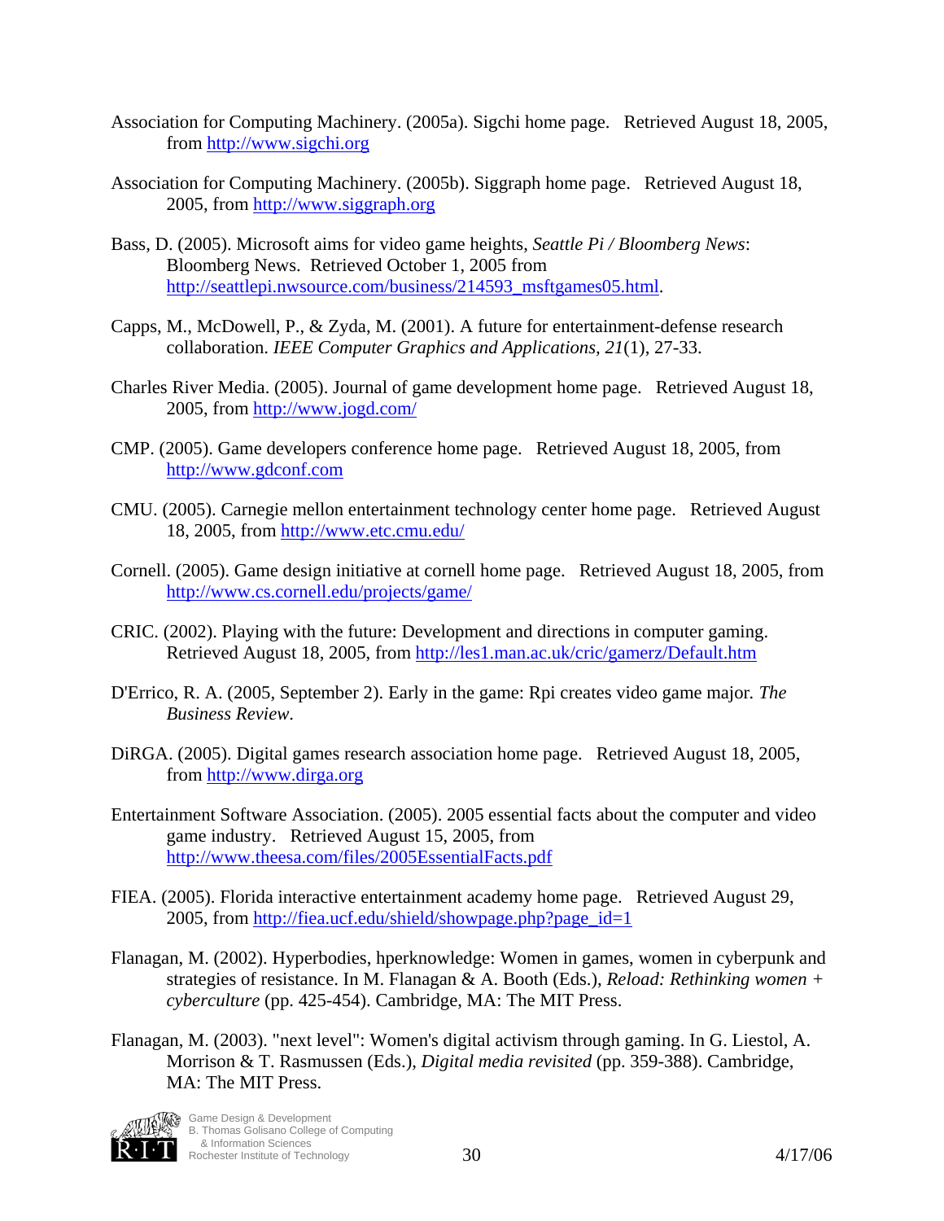Association for Computing Machinery. (2005a). Sigchi home page. Retrieved August 18, 2005, from http://www.sigchi.org

Association for Computing Machinery. (2005b). Siggraph home page. Retrieved August 18, 2005, from http://www.siggraph.org

Bass, D. (2005). Microsoft aims for video game heights, *Seattle Pi / Bloomberg News*: Bloomberg News. Retrieved October 1, 2005 from http://seattlepi.nwsource.com/business/214593_msftgames05.html.

Capps, M., McDowell, P., & Zyda, M. (2001). A future for entertainment-defense research collaboration. *IEEE Computer Graphics and Applications, 21*(1), 27-33.

Charles River Media. (2005). Journal of game development home page. Retrieved August 18, 2005, from http://www.jogd.com/

CMP. (2005). Game developers conference home page. Retrieved August 18, 2005, from http://www.gdconf.com

CMU. (2005). Carnegie mellon entertainment technology center home page. Retrieved August 18, 2005, from http://www.etc.cmu.edu/

Cornell. (2005). Game design initiative at cornell home page. Retrieved August 18, 2005, from http://www.cs.cornell.edu/projects/game/

CRIC. (2002). Playing with the future: Development and directions in computer gaming. Retrieved August 18, 2005, from http://les1.man.ac.uk/cric/gamerz/Default.htm

D'Errico, R. A. (2005, September 2). Early in the game: Rpi creates video game major. *The Business Review*.

DiRGA. (2005). Digital games research association home page. Retrieved August 18, 2005, from http://www.dirga.org

Entertainment Software Association. (2005). 2005 essential facts about the computer and video game industry. Retrieved August 15, 2005, from http://www.theesa.com/files/2005EssentialFacts.pdf

FIEA. (2005). Florida interactive entertainment academy home page. Retrieved August 29, 2005, from http://fiea.ucf.edu/shield/showpage.php?page_id=1

Flanagan, M. (2002). Hyperbodies, hperknowledge: Women in games, women in cyberpunk and strategies of resistance. In M. Flanagan & A. Booth (Eds.), *Reload: Rethinking women + cyberculture* (pp. 425-454). Cambridge, MA: The MIT Press.

Flanagan, M. (2003). "next level": Women's digital activism through gaming. In G. Liestol, A. Morrison & T. Rasmussen (Eds.), *Digital media revisited* (pp. 359-388). Cambridge, MA: The MIT Press.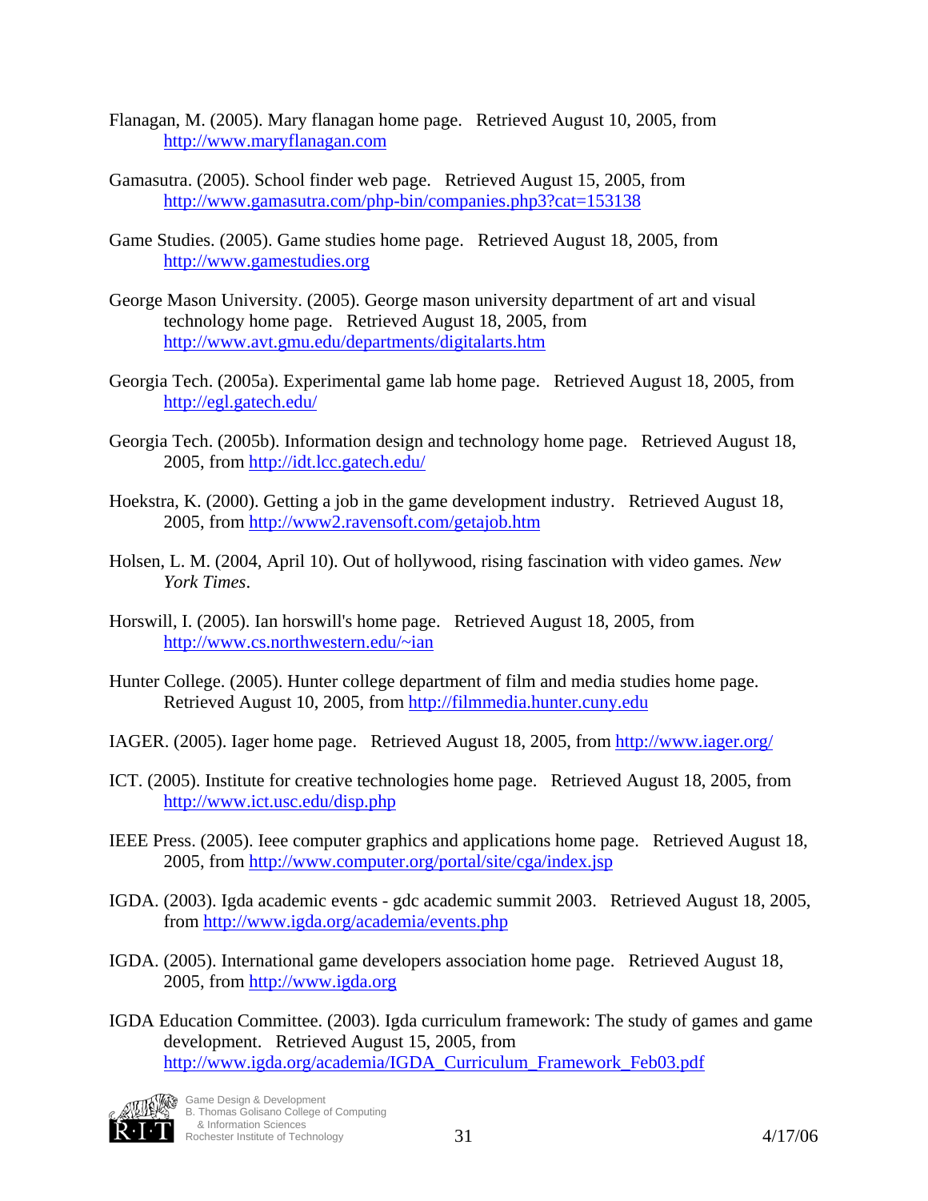Flanagan, M. (2005). Mary flanagan home page. Retrieved August 10, 2005, from http://www.maryflanagan.com

Gamasutra. (2005). School finder web page. Retrieved August 15, 2005, from http://www.gamasutra.com/php-bin/companies.php3?cat=153138

Game Studies. (2005). Game studies home page. Retrieved August 18, 2005, from http://www.gamestudies.org

George Mason University. (2005). George mason university department of art and visual technology home page. Retrieved August 18, 2005, from http://www.avt.gmu.edu/departments/digitalarts.htm

Georgia Tech. (2005a). Experimental game lab home page. Retrieved August 18, 2005, from http://egl.gatech.edu/

Georgia Tech. (2005b). Information design and technology home page. Retrieved August 18, 2005, from http://idt.lcc.gatech.edu/

Hoekstra, K. (2000). Getting a job in the game development industry. Retrieved August 18, 2005, from http://www2.ravensoft.com/getajob.htm

Holsen, L. M. (2004, April 10). Out of hollywood, rising fascination with video games. *New York Times*.

Horswill, I. (2005). Ian horswill's home page. Retrieved August 18, 2005, from http://www.cs.northwestern.edu/~ian

Hunter College. (2005). Hunter college department of film and media studies home page. Retrieved August 10, 2005, from http://filmmedia.hunter.cuny.edu

IAGER. (2005). Iager home page. Retrieved August 18, 2005, from http://www.iager.org/

ICT. (2005). Institute for creative technologies home page. Retrieved August 18, 2005, from http://www.ict.usc.edu/disp.php

IEEE Press. (2005). Ieee computer graphics and applications home page. Retrieved August 18, 2005, from http://www.computer.org/portal/site/cga/index.jsp

IGDA. (2003). Igda academic events - gdc academic summit 2003. Retrieved August 18, 2005, from http://www.igda.org/academia/events.php

IGDA. (2005). International game developers association home page. Retrieved August 18, 2005, from http://www.igda.org

IGDA Education Committee. (2003). Igda curriculum framework: The study of games and game development. Retrieved August 15, 2005, from http://www.igda.org/academia/IGDA_Curriculum_Framework_Feb03.pdf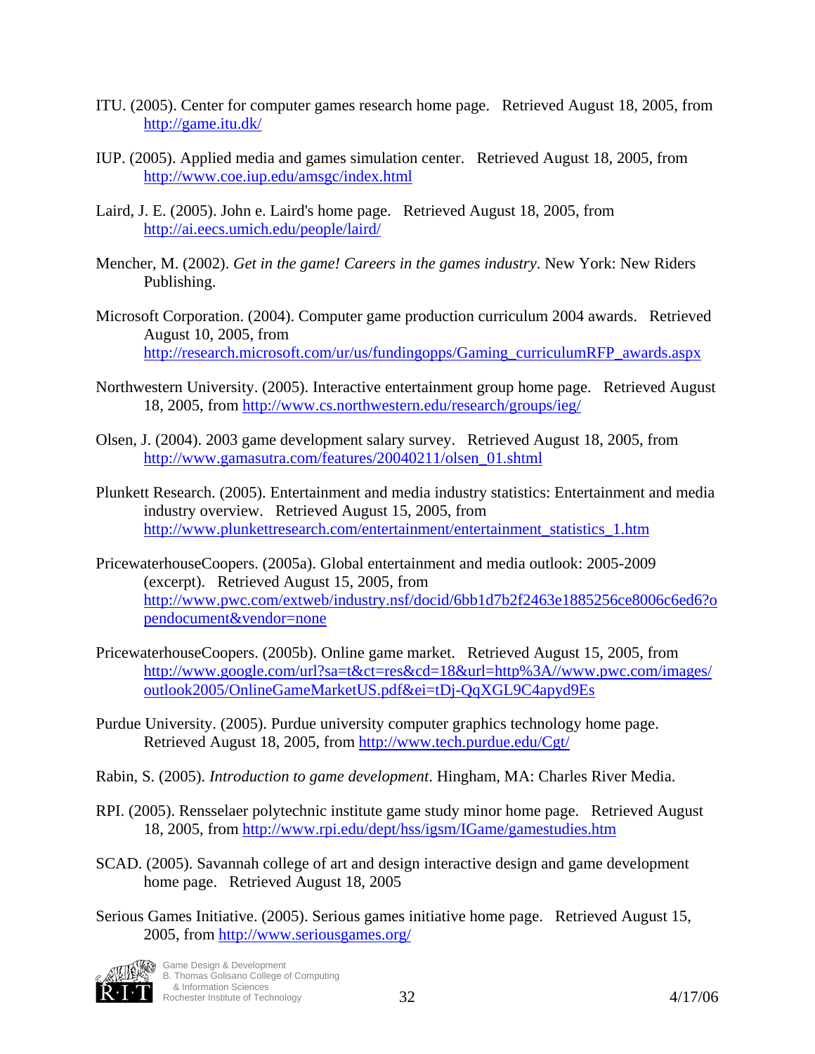ITU. (2005). Center for computer games research home page. Retrieved August 18, 2005, from http://game.itu.dk/

IUP. (2005). Applied media and games simulation center. Retrieved August 18, 2005, from http://www.coe.iup.edu/amsgc/index.html

Laird, J. E. (2005). John e. Laird's home page. Retrieved August 18, 2005, from http://ai.eecs.umich.edu/people/laird/

Mencher, M. (2002). *Get in the game! Careers in the games industry*. New York: New Riders Publishing.

Microsoft Corporation. (2004). Computer game production curriculum 2004 awards. Retrieved August 10, 2005, from http://research.microsoft.com/ur/us/fundingopps/Gaming_curriculumRFP_awards.aspx

Northwestern University. (2005). Interactive entertainment group home page. Retrieved August 18, 2005, from http://www.cs.northwestern.edu/research/groups/ieg/

Olsen, J. (2004). 2003 game development salary survey. Retrieved August 18, 2005, from http://www.gamasutra.com/features/20040211/olsen_01.shtml

Plunkett Research. (2005). Entertainment and media industry statistics: Entertainment and media industry overview. Retrieved August 15, 2005, from http://www.plunkettresearch.com/entertainment/entertainment_statistics_1.htm

PricewaterhouseCoopers. (2005a). Global entertainment and media outlook: 2005-2009 (excerpt). Retrieved August 15, 2005, from http://www.pwc.com/extweb/industry.nsf/docid/6bb1d7b2f2463e1885256ce8006c6ed6?opendocument&vendor=none

PricewaterhouseCoopers. (2005b). Online game market. Retrieved August 15, 2005, from http://www.google.com/url?sa=t&ct=res&cd=18&url=http%3A//www.pwc.com/images/outlook2005/OnlineGameMarketUS.pdf&ei=tDj-QqXGL9C4apyd9Es

Purdue University. (2005). Purdue university computer graphics technology home page. Retrieved August 18, 2005, from http://www.tech.purdue.edu/Cgt/

Rabin, S. (2005). *Introduction to game development*. Hingham, MA: Charles River Media.

RPI. (2005). Rensselaer polytechnic institute game study minor home page. Retrieved August 18, 2005, from http://www.rpi.edu/dept/hss/igsm/IGame/gamestudies.htm

SCAD. (2005). Savannah college of art and design interactive design and game development home page. Retrieved August 18, 2005

Serious Games Initiative. (2005). Serious games initiative home page. Retrieved August 15, 2005, from http://www.seriousgames.org/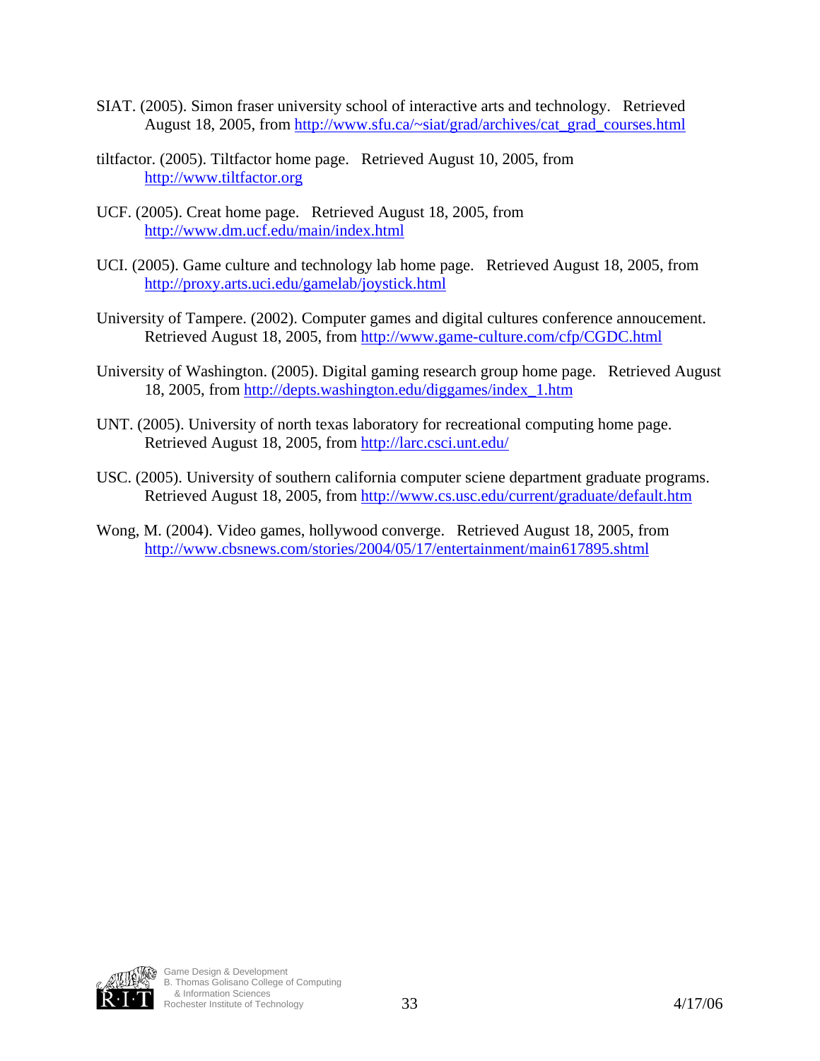SIAT. (2005). Simon fraser university school of interactive arts and technology. Retrieved August 18, 2005, from http://www.sfu.ca/~siat/grad/archives/cat_grad_courses.html

tiltfactor. (2005). Tiltfactor home page. Retrieved August 10, 2005, from http://www.tiltfactor.org

UCF. (2005). Creat home page. Retrieved August 18, 2005, from http://www.dm.ucf.edu/main/index.html

UCI. (2005). Game culture and technology lab home page. Retrieved August 18, 2005, from http://proxy.arts.uci.edu/gamelab/joystick.html

University of Tampere. (2002). Computer games and digital cultures conference annoucement. Retrieved August 18, 2005, from http://www.game-culture.com/cfp/CGDC.html

University of Washington. (2005). Digital gaming research group home page. Retrieved August 18, 2005, from http://depts.washington.edu/diggames/index_1.htm

UNT. (2005). University of north texas laboratory for recreational computing home page. Retrieved August 18, 2005, from http://larc.csci.unt.edu/

USC. (2005). University of southern california computer sciene department graduate programs. Retrieved August 18, 2005, from http://www.cs.usc.edu/current/graduate/default.htm

Wong, M. (2004). Video games, hollywood converge. Retrieved August 18, 2005, from http://www.cbsnews.com/stories/2004/05/17/entertainment/main617895.shtml